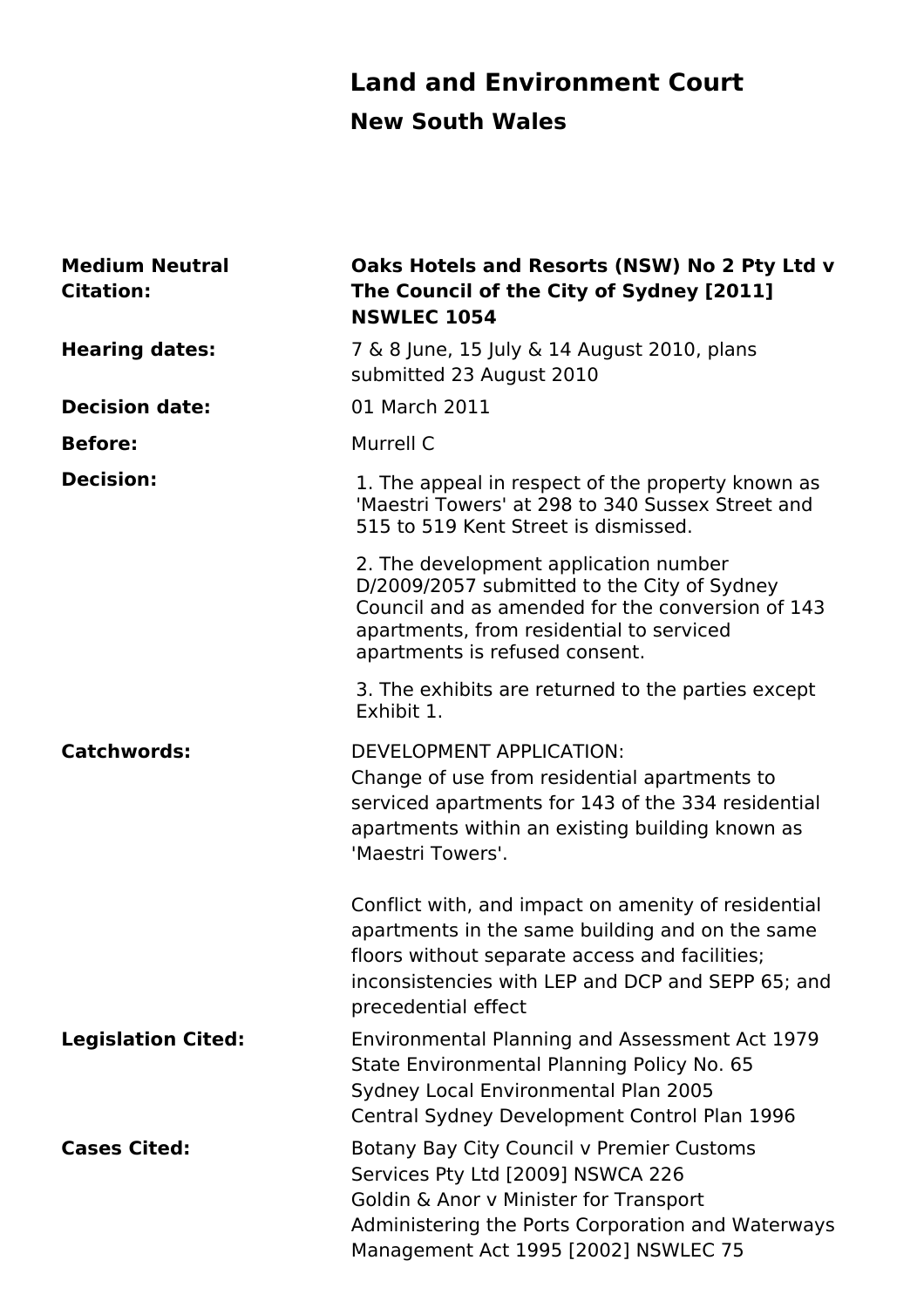# Land and Environment Court

## New South Wales

| | |
|---|---|
| **Medium Neutral Citation:** | **Oaks Hotels and Resorts (NSW) No 2 Pty Ltd v The Council of the City of Sydney [2011] NSWLEC 1054** |
| **Hearing dates:** | 7 & 8 June, 15 July & 14 August 2010, plans submitted 23 August 2010 |
| **Decision date:** | 01 March 2011 |
| **Before:** | Murrell C |
| **Decision:** | 1. The appeal in respect of the property known as 'Maestri Towers' at 298 to 340 Sussex Street and 515 to 519 Kent Street is dismissed.<br><br>2. The development application number D/2009/2057 submitted to the City of Sydney Council and as amended for the conversion of 143 apartments, from residential to serviced apartments is refused consent.<br><br>3. The exhibits are returned to the parties except Exhibit 1. |
| **Catchwords:** | DEVELOPMENT APPLICATION:<br>Change of use from residential apartments to serviced apartments for 143 of the 334 residential apartments within an existing building known as 'Maestri Towers'.<br><br>Conflict with, and impact on amenity of residential apartments in the same building and on the same floors without separate access and facilities; inconsistencies with LEP and DCP and SEPP 65; and precedential effect |
| **Legislation Cited:** | Environmental Planning and Assessment Act 1979<br>State Environmental Planning Policy No. 65<br>Sydney Local Environmental Plan 2005<br>Central Sydney Development Control Plan 1996 |
| **Cases Cited:** | Botany Bay City Council v Premier Customs Services Pty Ltd [2009] NSWCA 226<br>Goldin & Anor v Minister for Transport Administering the Ports Corporation and Waterways Management Act 1995 [2002] NSWLEC 75 |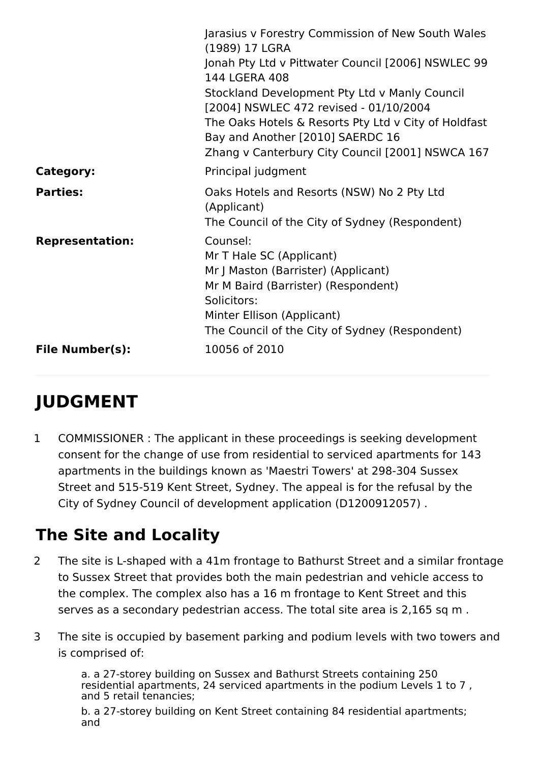| | |
|---|---|
| | Jarasius v Forestry Commission of New South Wales (1989) 17 LGRA<br>Jonah Pty Ltd v Pittwater Council [2006] NSWLEC 99 144 LGERA 408<br>Stockland Development Pty Ltd v Manly Council [2004] NSWLEC 472 revised - 01/10/2004<br>The Oaks Hotels & Resorts Pty Ltd v City of Holdfast Bay and Another [2010] SAERDC 16<br>Zhang v Canterbury City Council [2001] NSWCA 167 |
| **Category:** | Principal judgment |
| **Parties:** | Oaks Hotels and Resorts (NSW) No 2 Pty Ltd (Applicant)<br>The Council of the City of Sydney (Respondent) |
| **Representation:** | Counsel:<br>Mr T Hale SC (Applicant)<br>Mr J Maston (Barrister) (Applicant)<br>Mr M Baird (Barrister) (Respondent)<br>Solicitors:<br>Minter Ellison (Applicant)<br>The Council of the City of Sydney (Respondent) |
| **File Number(s):** | 10056 of 2010 |

# JUDGMENT

1 COMMISSIONER : The applicant in these proceedings is seeking development consent for the change of use from residential to serviced apartments for 143 apartments in the buildings known as 'Maestri Towers' at 298-304 Sussex Street and 515-519 Kent Street, Sydney. The appeal is for the refusal by the City of Sydney Council of development application (D1200912057) .

## The Site and Locality

2 The site is L-shaped with a 41m frontage to Bathurst Street and a similar frontage to Sussex Street that provides both the main pedestrian and vehicle access to the complex. The complex also has a 16 m frontage to Kent Street and this serves as a secondary pedestrian access. The total site area is 2,165 sq m .

3 The site is occupied by basement parking and podium levels with two towers and is comprised of:

a. a 27-storey building on Sussex and Bathurst Streets containing 250 residential apartments, 24 serviced apartments in the podium Levels 1 to 7 , and 5 retail tenancies;

b. a 27-storey building on Kent Street containing 84 residential apartments; and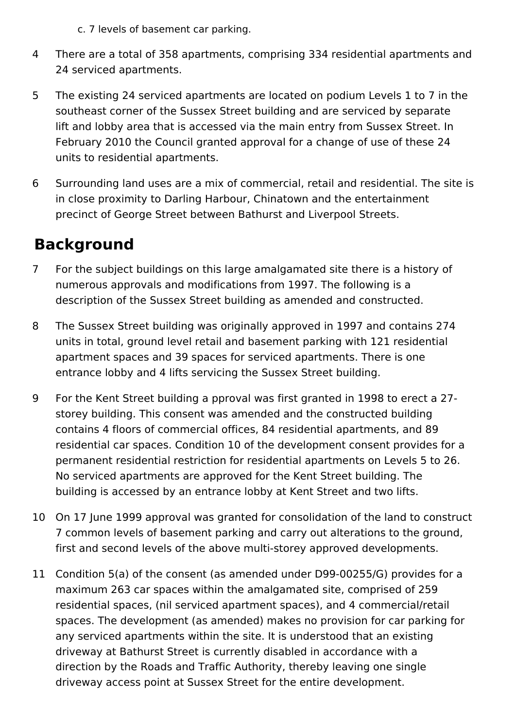c. 7 levels of basement car parking.

4 There are a total of 358 apartments, comprising 334 residential apartments and 24 serviced apartments.

5 The existing 24 serviced apartments are located on podium Levels 1 to 7 in the southeast corner of the Sussex Street building and are serviced by separate lift and lobby area that is accessed via the main entry from Sussex Street. In February 2010 the Council granted approval for a change of use of these 24 units to residential apartments.

6 Surrounding land uses are a mix of commercial, retail and residential. The site is in close proximity to Darling Harbour, Chinatown and the entertainment precinct of George Street between Bathurst and Liverpool Streets.

## Background

7 For the subject buildings on this large amalgamated site there is a history of numerous approvals and modifications from 1997. The following is a description of the Sussex Street building as amended and constructed.

8 The Sussex Street building was originally approved in 1997 and contains 274 units in total, ground level retail and basement parking with 121 residential apartment spaces and 39 spaces for serviced apartments. There is one entrance lobby and 4 lifts servicing the Sussex Street building.

9 For the Kent Street building a pproval was first granted in 1998 to erect a 27-storey building. This consent was amended and the constructed building contains 4 floors of commercial offices, 84 residential apartments, and 89 residential car spaces. Condition 10 of the development consent provides for a permanent residential restriction for residential apartments on Levels 5 to 26. No serviced apartments are approved for the Kent Street building. The building is accessed by an entrance lobby at Kent Street and two lifts.

10 On 17 June 1999 approval was granted for consolidation of the land to construct 7 common levels of basement parking and carry out alterations to the ground, first and second levels of the above multi-storey approved developments.

11 Condition 5(a) of the consent (as amended under D99-00255/G) provides for a maximum 263 car spaces within the amalgamated site, comprised of 259 residential spaces, (nil serviced apartment spaces), and 4 commercial/retail spaces. The development (as amended) makes no provision for car parking for any serviced apartments within the site. It is understood that an existing driveway at Bathurst Street is currently disabled in accordance with a direction by the Roads and Traffic Authority, thereby leaving one single driveway access point at Sussex Street for the entire development.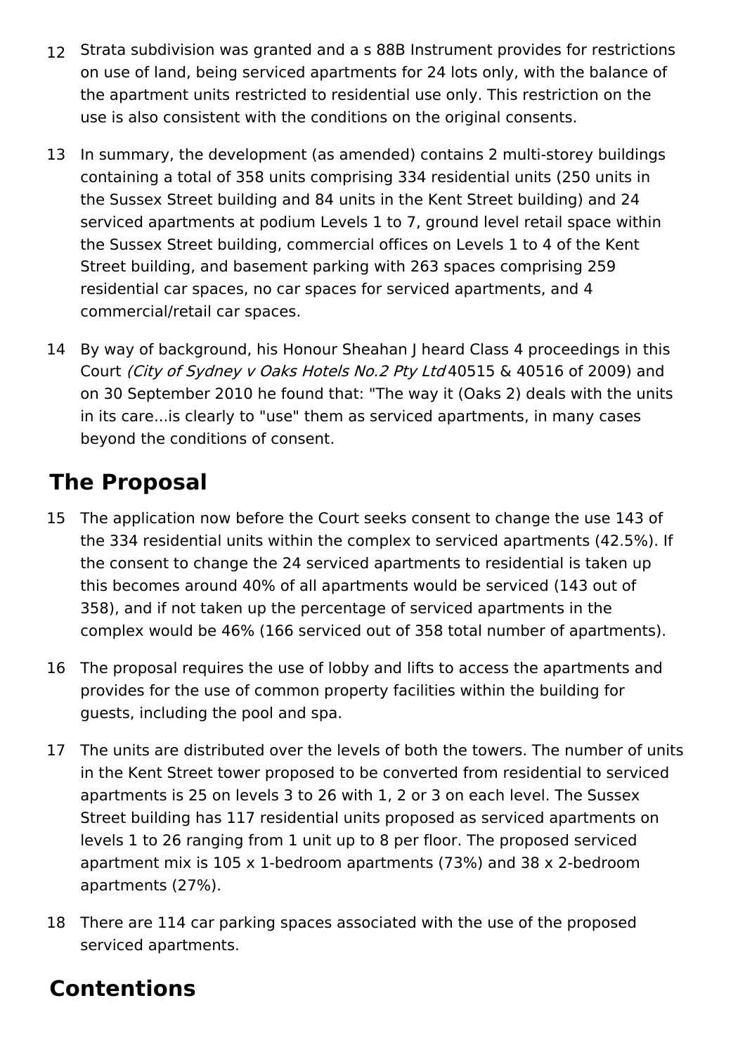12 Strata subdivision was granted and a s 88B Instrument provides for restrictions on use of land, being serviced apartments for 24 lots only, with the balance of the apartment units restricted to residential use only. This restriction on the use is also consistent with the conditions on the original consents.

13 In summary, the development (as amended) contains 2 multi-storey buildings containing a total of 358 units comprising 334 residential units (250 units in the Sussex Street building and 84 units in the Kent Street building) and 24 serviced apartments at podium Levels 1 to 7, ground level retail space within the Sussex Street building, commercial offices on Levels 1 to 4 of the Kent Street building, and basement parking with 263 spaces comprising 259 residential car spaces, no car spaces for serviced apartments, and 4 commercial/retail car spaces.

14 By way of background, his Honour Sheahan J heard Class 4 proceedings in this Court *(City of Sydney v Oaks Hotels No.2 Pty Ltd* 40515 & 40516 of 2009) and on 30 September 2010 he found that: "The way it (Oaks 2) deals with the units in its care...is clearly to "use" them as serviced apartments, in many cases beyond the conditions of consent.

## The Proposal

15 The application now before the Court seeks consent to change the use 143 of the 334 residential units within the complex to serviced apartments (42.5%). If the consent to change the 24 serviced apartments to residential is taken up this becomes around 40% of all apartments would be serviced (143 out of 358), and if not taken up the percentage of serviced apartments in the complex would be 46% (166 serviced out of 358 total number of apartments).

16 The proposal requires the use of lobby and lifts to access the apartments and provides for the use of common property facilities within the building for guests, including the pool and spa.

17 The units are distributed over the levels of both the towers. The number of units in the Kent Street tower proposed to be converted from residential to serviced apartments is 25 on levels 3 to 26 with 1, 2 or 3 on each level. The Sussex Street building has 117 residential units proposed as serviced apartments on levels 1 to 26 ranging from 1 unit up to 8 per floor. The proposed serviced apartment mix is 105 x 1-bedroom apartments (73%) and 38 x 2-bedroom apartments (27%).

18 There are 114 car parking spaces associated with the use of the proposed serviced apartments.

## Contentions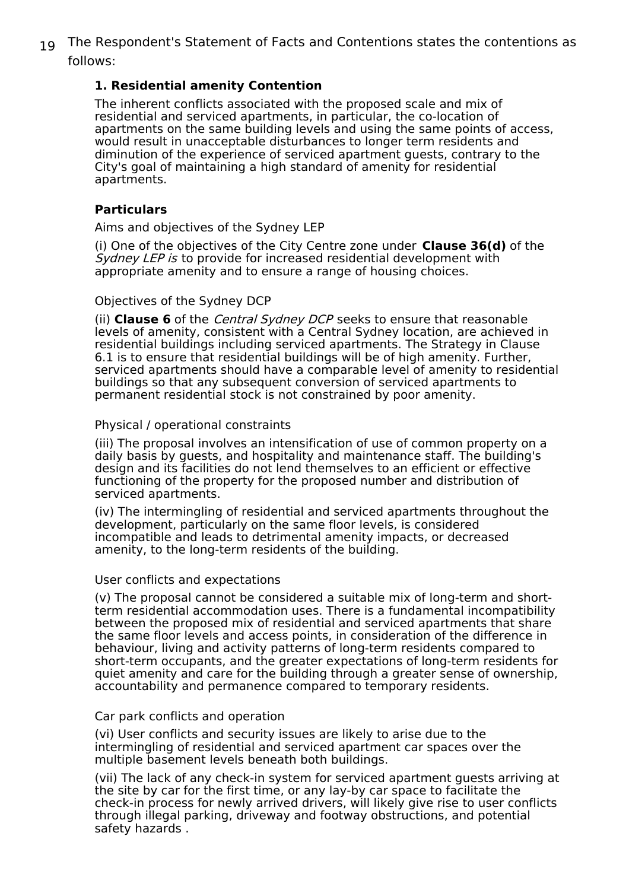19 The Respondent's Statement of Facts and Contentions states the contentions as follows:

**1. Residential amenity Contention**

The inherent conflicts associated with the proposed scale and mix of residential and serviced apartments, in particular, the co-location of apartments on the same building levels and using the same points of access, would result in unacceptable disturbances to longer term residents and diminution of the experience of serviced apartment guests, contrary to the City's goal of maintaining a high standard of amenity for residential apartments.

**Particulars**

Aims and objectives of the Sydney LEP

(i) One of the objectives of the City Centre zone under **Clause 36(d)** of the *Sydney LEP is* to provide for increased residential development with appropriate amenity and to ensure a range of housing choices.

Objectives of the Sydney DCP

(ii) **Clause 6** of the *Central Sydney DCP* seeks to ensure that reasonable levels of amenity, consistent with a Central Sydney location, are achieved in residential buildings including serviced apartments. The Strategy in Clause 6.1 is to ensure that residential buildings will be of high amenity. Further, serviced apartments should have a comparable level of amenity to residential buildings so that any subsequent conversion of serviced apartments to permanent residential stock is not constrained by poor amenity.

Physical / operational constraints

(iii) The proposal involves an intensification of use of common property on a daily basis by guests, and hospitality and maintenance staff. The building's design and its facilities do not lend themselves to an efficient or effective functioning of the property for the proposed number and distribution of serviced apartments.

(iv) The intermingling of residential and serviced apartments throughout the development, particularly on the same floor levels, is considered incompatible and leads to detrimental amenity impacts, or decreased amenity, to the long-term residents of the building.

User conflicts and expectations

(v) The proposal cannot be considered a suitable mix of long-term and short-term residential accommodation uses. There is a fundamental incompatibility between the proposed mix of residential and serviced apartments that share the same floor levels and access points, in consideration of the difference in behaviour, living and activity patterns of long-term residents compared to short-term occupants, and the greater expectations of long-term residents for quiet amenity and care for the building through a greater sense of ownership, accountability and permanence compared to temporary residents.

Car park conflicts and operation

(vi) User conflicts and security issues are likely to arise due to the intermingling of residential and serviced apartment car spaces over the multiple basement levels beneath both buildings.

(vii) The lack of any check-in system for serviced apartment guests arriving at the site by car for the first time, or any lay-by car space to facilitate the check-in process for newly arrived drivers, will likely give rise to user conflicts through illegal parking, driveway and footway obstructions, and potential safety hazards .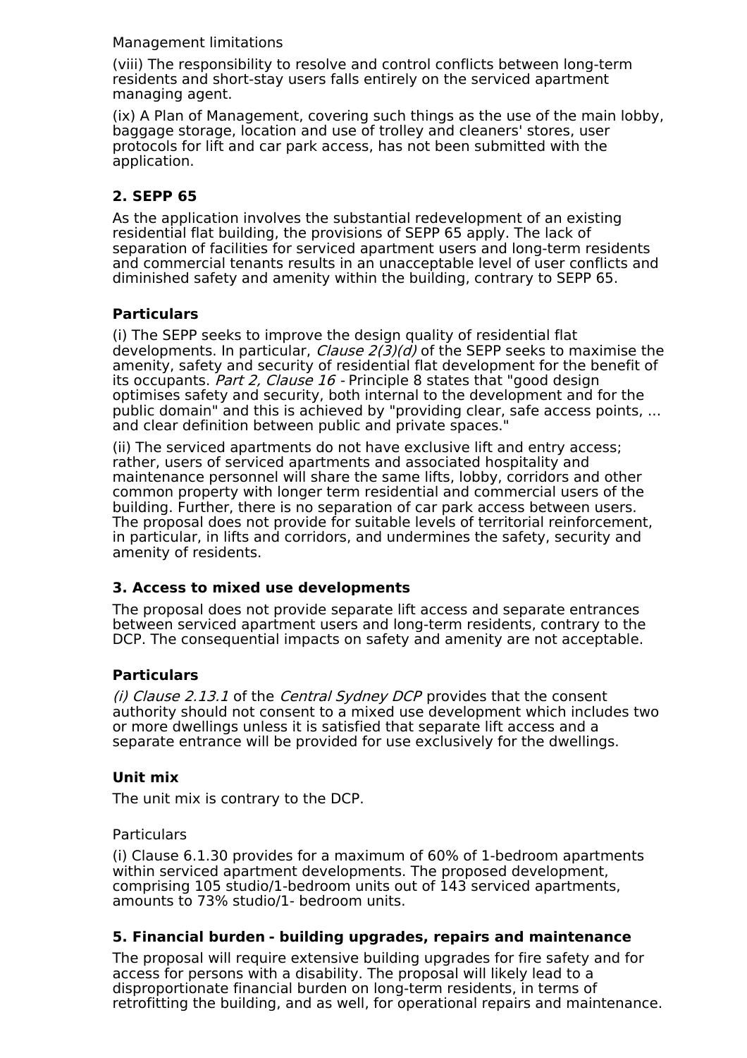Management limitations

(viii) The responsibility to resolve and control conflicts between long-term residents and short-stay users falls entirely on the serviced apartment managing agent.

(ix) A Plan of Management, covering such things as the use of the main lobby, baggage storage, location and use of trolley and cleaners' stores, user protocols for lift and car park access, has not been submitted with the application.

### 2. SEPP 65

As the application involves the substantial redevelopment of an existing residential flat building, the provisions of SEPP 65 apply. The lack of separation of facilities for serviced apartment users and long-term residents and commercial tenants results in an unacceptable level of user conflicts and diminished safety and amenity within the building, contrary to SEPP 65.

#### Particulars

(i) The SEPP seeks to improve the design quality of residential flat developments. In particular, *Clause 2(3)(d)* of the SEPP seeks to maximise the amenity, safety and security of residential flat development for the benefit of its occupants. *Part 2, Clause 16* - Principle 8 states that "good design optimises safety and security, both internal to the development and for the public domain" and this is achieved by "providing clear, safe access points, ... and clear definition between public and private spaces."

(ii) The serviced apartments do not have exclusive lift and entry access; rather, users of serviced apartments and associated hospitality and maintenance personnel will share the same lifts, lobby, corridors and other common property with longer term residential and commercial users of the building. Further, there is no separation of car park access between users. The proposal does not provide for suitable levels of territorial reinforcement, in particular, in lifts and corridors, and undermines the safety, security and amenity of residents.

### 3. Access to mixed use developments

The proposal does not provide separate lift access and separate entrances between serviced apartment users and long-term residents, contrary to the DCP. The consequential impacts on safety and amenity are not acceptable.

#### Particulars

*(i) Clause 2.13.1* of the *Central Sydney DCP* provides that the consent authority should not consent to a mixed use development which includes two or more dwellings unless it is satisfied that separate lift access and a separate entrance will be provided for use exclusively for the dwellings.

### Unit mix

The unit mix is contrary to the DCP.

Particulars

(i) Clause 6.1.30 provides for a maximum of 60% of 1-bedroom apartments within serviced apartment developments. The proposed development, comprising 105 studio/1-bedroom units out of 143 serviced apartments, amounts to 73% studio/1- bedroom units.

### 5. Financial burden - building upgrades, repairs and maintenance

The proposal will require extensive building upgrades for fire safety and for access for persons with a disability. The proposal will likely lead to a disproportionate financial burden on long-term residents, in terms of retrofitting the building, and as well, for operational repairs and maintenance.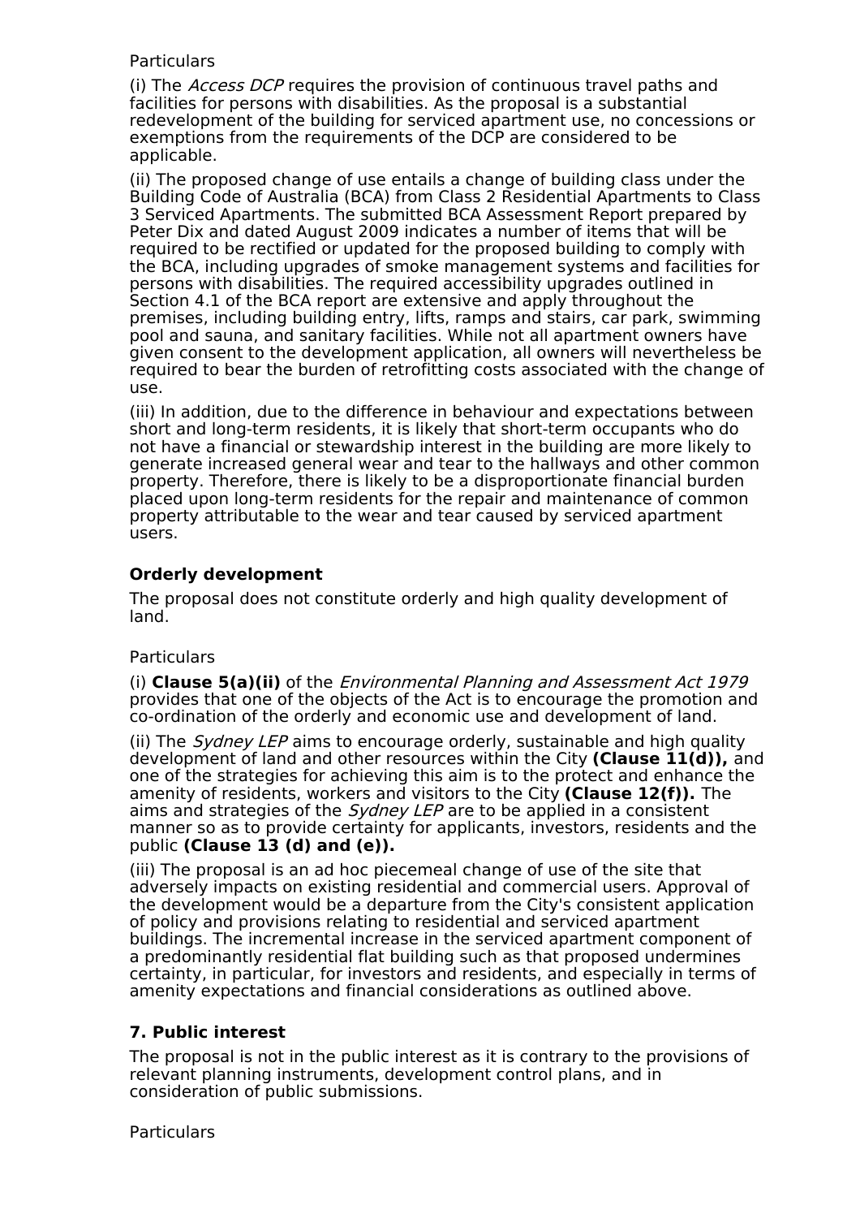Particulars

(i) The *Access DCP* requires the provision of continuous travel paths and facilities for persons with disabilities. As the proposal is a substantial redevelopment of the building for serviced apartment use, no concessions or exemptions from the requirements of the DCP are considered to be applicable.

(ii) The proposed change of use entails a change of building class under the Building Code of Australia (BCA) from Class 2 Residential Apartments to Class 3 Serviced Apartments. The submitted BCA Assessment Report prepared by Peter Dix and dated August 2009 indicates a number of items that will be required to be rectified or updated for the proposed building to comply with the BCA, including upgrades of smoke management systems and facilities for persons with disabilities. The required accessibility upgrades outlined in Section 4.1 of the BCA report are extensive and apply throughout the premises, including building entry, lifts, ramps and stairs, car park, swimming pool and sauna, and sanitary facilities. While not all apartment owners have given consent to the development application, all owners will nevertheless be required to bear the burden of retrofitting costs associated with the change of use.

(iii) In addition, due to the difference in behaviour and expectations between short and long-term residents, it is likely that short-term occupants who do not have a financial or stewardship interest in the building are more likely to generate increased general wear and tear to the hallways and other common property. Therefore, there is likely to be a disproportionate financial burden placed upon long-term residents for the repair and maintenance of common property attributable to the wear and tear caused by serviced apartment users.

**Orderly development**

The proposal does not constitute orderly and high quality development of land.

Particulars

(i) **Clause 5(a)(ii)** of the *Environmental Planning and Assessment Act 1979* provides that one of the objects of the Act is to encourage the promotion and co-ordination of the orderly and economic use and development of land.

(ii) The *Sydney LEP* aims to encourage orderly, sustainable and high quality development of land and other resources within the City **(Clause 11(d)),** and one of the strategies for achieving this aim is to the protect and enhance the amenity of residents, workers and visitors to the City **(Clause 12(f)).** The aims and strategies of the *Sydney LEP* are to be applied in a consistent manner so as to provide certainty for applicants, investors, residents and the public **(Clause 13 (d) and (e)).**

(iii) The proposal is an ad hoc piecemeal change of use of the site that adversely impacts on existing residential and commercial users. Approval of the development would be a departure from the City's consistent application of policy and provisions relating to residential and serviced apartment buildings. The incremental increase in the serviced apartment component of a predominantly residential flat building such as that proposed undermines certainty, in particular, for investors and residents, and especially in terms of amenity expectations and financial considerations as outlined above.

## 7. Public interest

The proposal is not in the public interest as it is contrary to the provisions of relevant planning instruments, development control plans, and in consideration of public submissions.

Particulars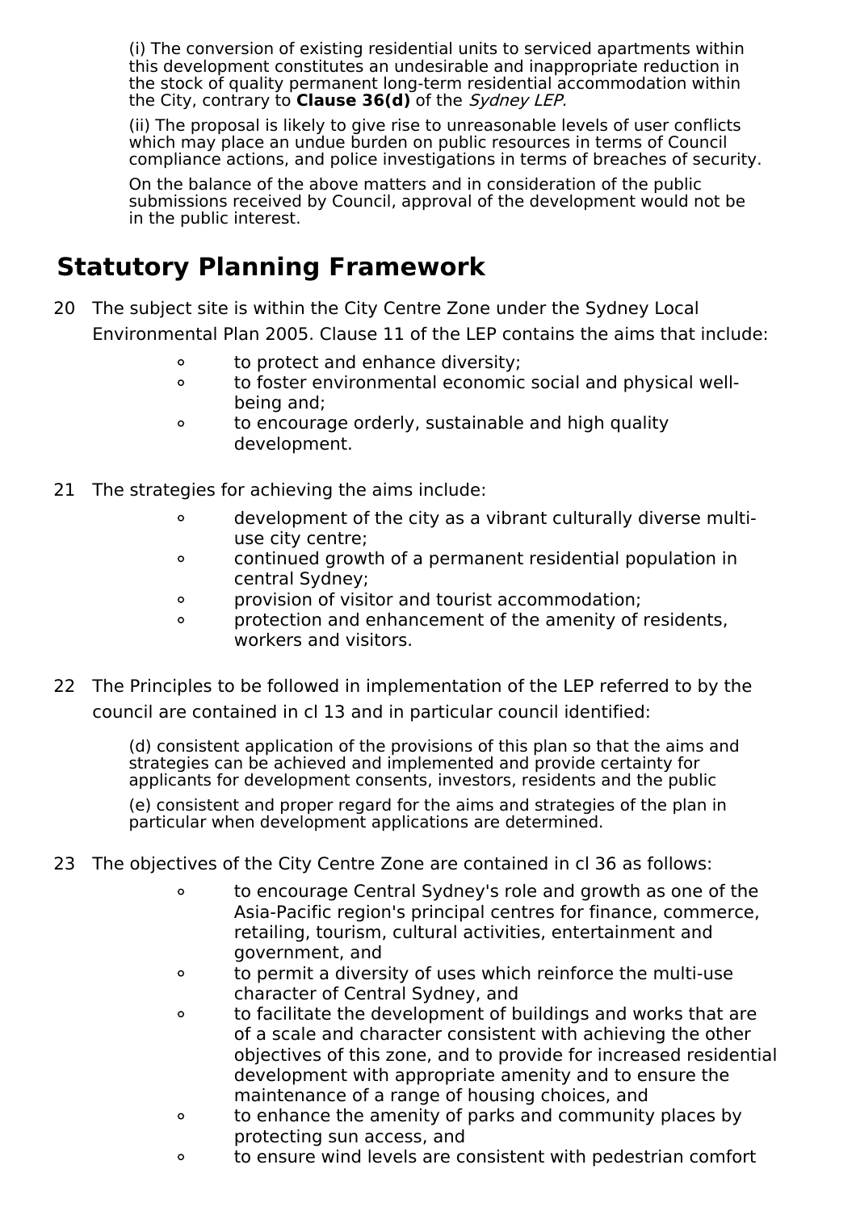(i) The conversion of existing residential units to serviced apartments within this development constitutes an undesirable and inappropriate reduction in the stock of quality permanent long-term residential accommodation within the City, contrary to **Clause 36(d)** of the *Sydney LEP.*

(ii) The proposal is likely to give rise to unreasonable levels of user conflicts which may place an undue burden on public resources in terms of Council compliance actions, and police investigations in terms of breaches of security.

On the balance of the above matters and in consideration of the public submissions received by Council, approval of the development would not be in the public interest.

## Statutory Planning Framework

20 The subject site is within the City Centre Zone under the Sydney Local Environmental Plan 2005. Clause 11 of the LEP contains the aims that include:

- to protect and enhance diversity;
- to foster environmental economic social and physical well-being and;
- to encourage orderly, sustainable and high quality development.

21 The strategies for achieving the aims include:

- development of the city as a vibrant culturally diverse multi-use city centre;
- continued growth of a permanent residential population in central Sydney;
- provision of visitor and tourist accommodation;
- protection and enhancement of the amenity of residents, workers and visitors.

22 The Principles to be followed in implementation of the LEP referred to by the council are contained in cl 13 and in particular council identified:

(d) consistent application of the provisions of this plan so that the aims and strategies can be achieved and implemented and provide certainty for applicants for development consents, investors, residents and the public

(e) consistent and proper regard for the aims and strategies of the plan in particular when development applications are determined.

23 The objectives of the City Centre Zone are contained in cl 36 as follows:

- to encourage Central Sydney's role and growth as one of the Asia-Pacific region's principal centres for finance, commerce, retailing, tourism, cultural activities, entertainment and government, and
- to permit a diversity of uses which reinforce the multi-use character of Central Sydney, and
- to facilitate the development of buildings and works that are of a scale and character consistent with achieving the other objectives of this zone, and to provide for increased residential development with appropriate amenity and to ensure the maintenance of a range of housing choices, and
- to enhance the amenity of parks and community places by protecting sun access, and
- to ensure wind levels are consistent with pedestrian comfort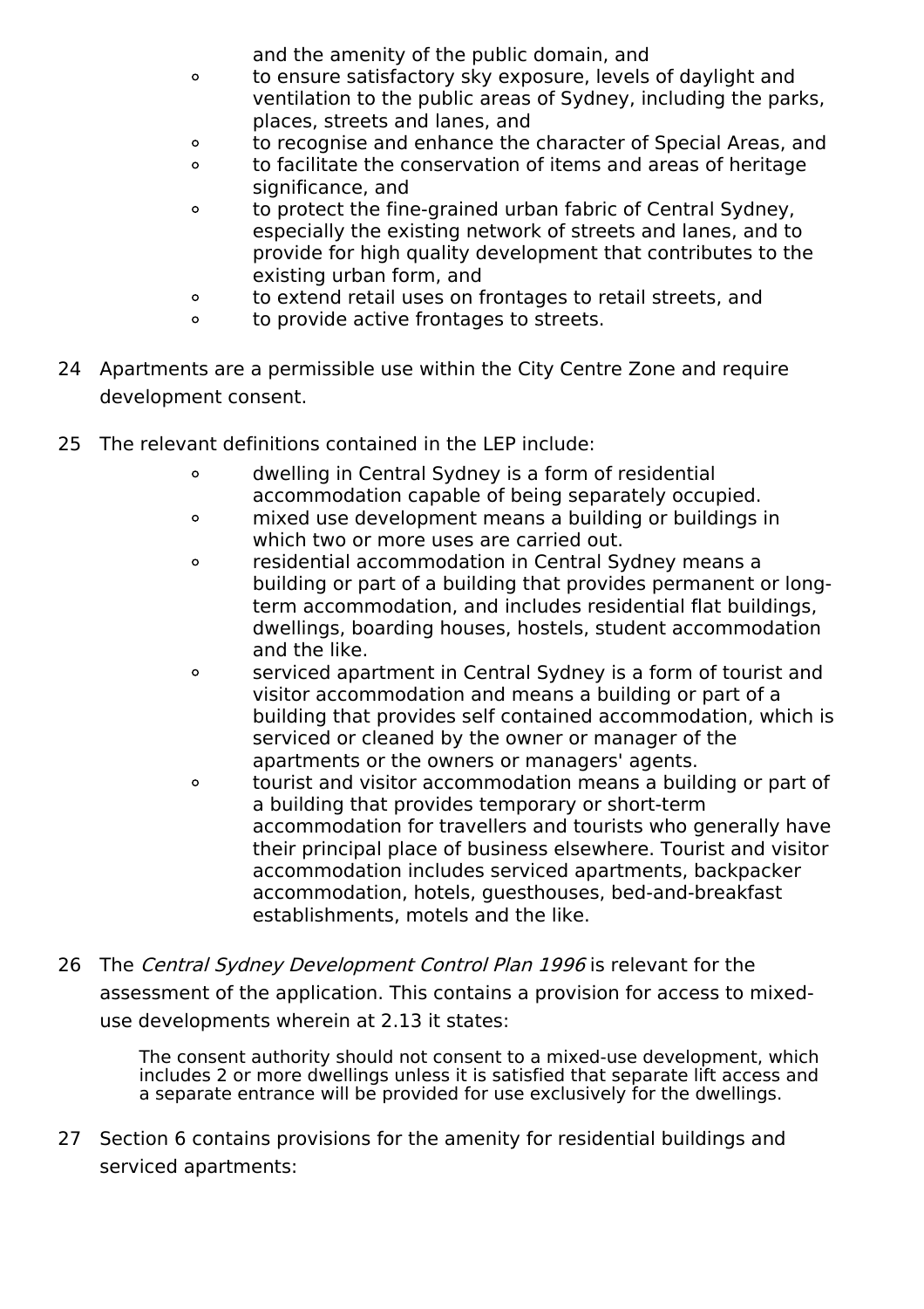and the amenity of the public domain, and

- to ensure satisfactory sky exposure, levels of daylight and ventilation to the public areas of Sydney, including the parks, places, streets and lanes, and
- to recognise and enhance the character of Special Areas, and
- to facilitate the conservation of items and areas of heritage significance, and
- to protect the fine-grained urban fabric of Central Sydney, especially the existing network of streets and lanes, and to provide for high quality development that contributes to the existing urban form, and
- to extend retail uses on frontages to retail streets, and
- to provide active frontages to streets.

24 Apartments are a permissible use within the City Centre Zone and require development consent.

25 The relevant definitions contained in the LEP include:

- dwelling in Central Sydney is a form of residential accommodation capable of being separately occupied.
- mixed use development means a building or buildings in which two or more uses are carried out.
- residential accommodation in Central Sydney means a building or part of a building that provides permanent or long-term accommodation, and includes residential flat buildings, dwellings, boarding houses, hostels, student accommodation and the like.
- serviced apartment in Central Sydney is a form of tourist and visitor accommodation and means a building or part of a building that provides self contained accommodation, which is serviced or cleaned by the owner or manager of the apartments or the owners or managers' agents.
- tourist and visitor accommodation means a building or part of a building that provides temporary or short-term accommodation for travellers and tourists who generally have their principal place of business elsewhere. Tourist and visitor accommodation includes serviced apartments, backpacker accommodation, hotels, guesthouses, bed-and-breakfast establishments, motels and the like.

26 The *Central Sydney Development Control Plan 1996* is relevant for the assessment of the application. This contains a provision for access to mixed-use developments wherein at 2.13 it states:

> The consent authority should not consent to a mixed-use development, which includes 2 or more dwellings unless it is satisfied that separate lift access and a separate entrance will be provided for use exclusively for the dwellings.

27 Section 6 contains provisions for the amenity for residential buildings and serviced apartments: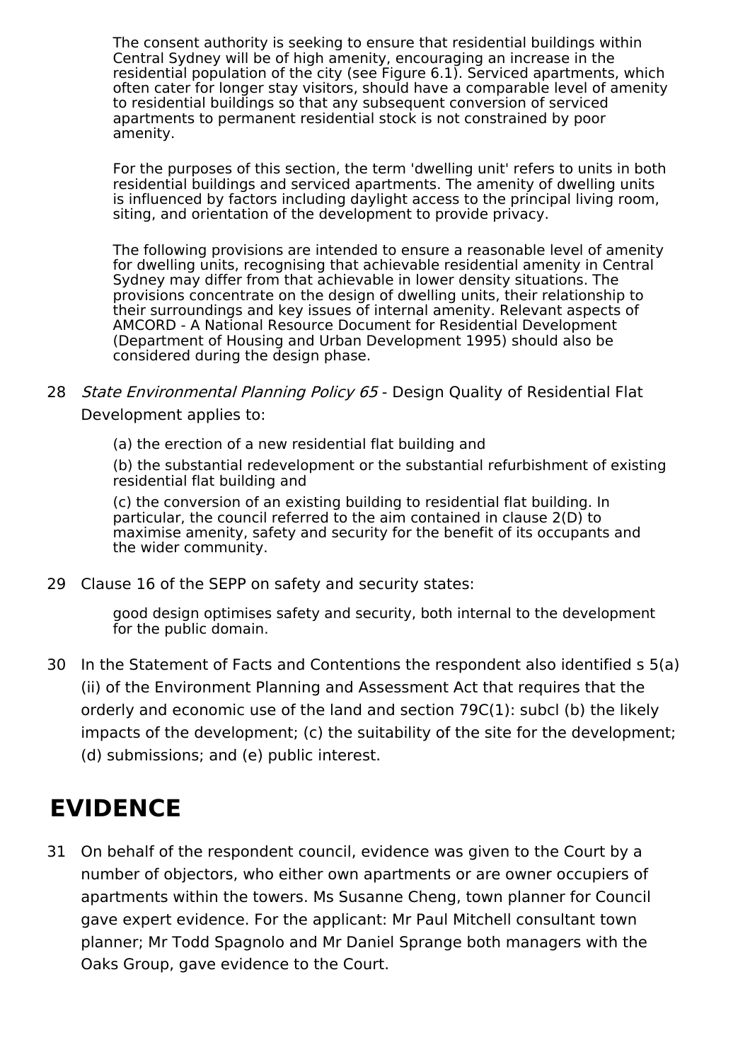> The consent authority is seeking to ensure that residential buildings within Central Sydney will be of high amenity, encouraging an increase in the residential population of the city (see Figure 6.1). Serviced apartments, which often cater for longer stay visitors, should have a comparable level of amenity to residential buildings so that any subsequent conversion of serviced apartments to permanent residential stock is not constrained by poor amenity.
>
> For the purposes of this section, the term 'dwelling unit' refers to units in both residential buildings and serviced apartments. The amenity of dwelling units is influenced by factors including daylight access to the principal living room, siting, and orientation of the development to provide privacy.
>
> The following provisions are intended to ensure a reasonable level of amenity for dwelling units, recognising that achievable residential amenity in Central Sydney may differ from that achievable in lower density situations. The provisions concentrate on the design of dwelling units, their relationship to their surroundings and key issues of internal amenity. Relevant aspects of AMCORD - A National Resource Document for Residential Development (Department of Housing and Urban Development 1995) should also be considered during the design phase.

28 *State Environmental Planning Policy 65* - Design Quality of Residential Flat Development applies to:

> (a) the erection of a new residential flat building and
>
> (b) the substantial redevelopment or the substantial refurbishment of existing residential flat building and
>
> (c) the conversion of an existing building to residential flat building. In particular, the council referred to the aim contained in clause 2(D) to maximise amenity, safety and security for the benefit of its occupants and the wider community.

29 Clause 16 of the SEPP on safety and security states:

> good design optimises safety and security, both internal to the development for the public domain.

30 In the Statement of Facts and Contentions the respondent also identified s 5(a)(ii) of the Environment Planning and Assessment Act that requires that the orderly and economic use of the land and section 79C(1): subcl (b) the likely impacts of the development; (c) the suitability of the site for the development; (d) submissions; and (e) public interest.

# EVIDENCE

31 On behalf of the respondent council, evidence was given to the Court by a number of objectors, who either own apartments or are owner occupiers of apartments within the towers. Ms Susanne Cheng, town planner for Council gave expert evidence. For the applicant: Mr Paul Mitchell consultant town planner; Mr Todd Spagnolo and Mr Daniel Sprange both managers with the Oaks Group, gave evidence to the Court.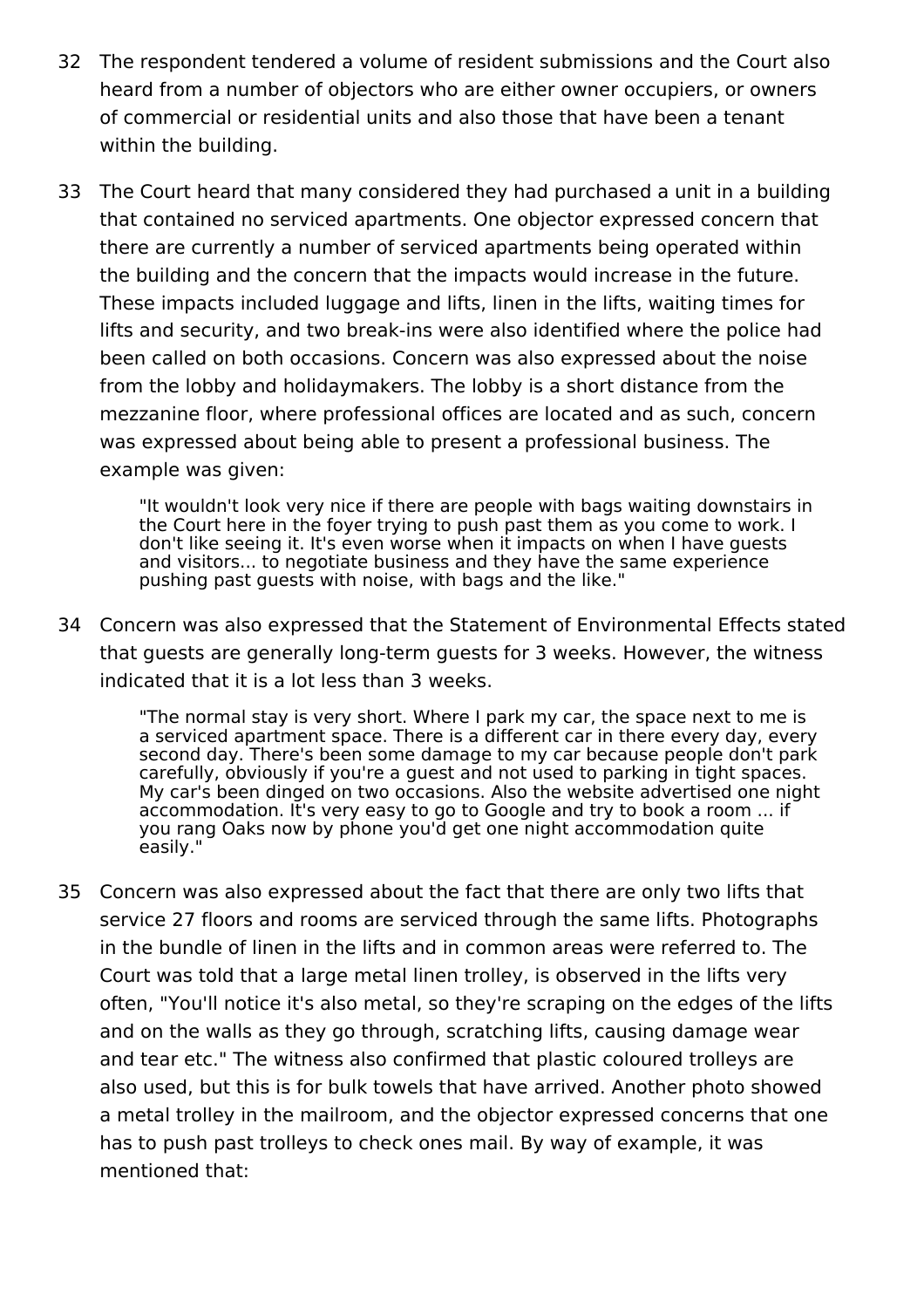32 The respondent tendered a volume of resident submissions and the Court also heard from a number of objectors who are either owner occupiers, or owners of commercial or residential units and also those that have been a tenant within the building.

33 The Court heard that many considered they had purchased a unit in a building that contained no serviced apartments. One objector expressed concern that there are currently a number of serviced apartments being operated within the building and the concern that the impacts would increase in the future. These impacts included luggage and lifts, linen in the lifts, waiting times for lifts and security, and two break-ins were also identified where the police had been called on both occasions. Concern was also expressed about the noise from the lobby and holidaymakers. The lobby is a short distance from the mezzanine floor, where professional offices are located and as such, concern was expressed about being able to present a professional business. The example was given:

> "It wouldn't look very nice if there are people with bags waiting downstairs in the Court here in the foyer trying to push past them as you come to work. I don't like seeing it. It's even worse when it impacts on when I have guests and visitors... to negotiate business and they have the same experience pushing past guests with noise, with bags and the like."

34 Concern was also expressed that the Statement of Environmental Effects stated that guests are generally long-term guests for 3 weeks. However, the witness indicated that it is a lot less than 3 weeks.

> "The normal stay is very short. Where I park my car, the space next to me is a serviced apartment space. There is a different car in there every day, every second day. There's been some damage to my car because people don't park carefully, obviously if you're a guest and not used to parking in tight spaces. My car's been dinged on two occasions. Also the website advertised one night accommodation. It's very easy to go to Google and try to book a room ... if you rang Oaks now by phone you'd get one night accommodation quite easily."

35 Concern was also expressed about the fact that there are only two lifts that service 27 floors and rooms are serviced through the same lifts. Photographs in the bundle of linen in the lifts and in common areas were referred to. The Court was told that a large metal linen trolley, is observed in the lifts very often, "You'll notice it's also metal, so they're scraping on the edges of the lifts and on the walls as they go through, scratching lifts, causing damage wear and tear etc." The witness also confirmed that plastic coloured trolleys are also used, but this is for bulk towels that have arrived. Another photo showed a metal trolley in the mailroom, and the objector expressed concerns that one has to push past trolleys to check ones mail. By way of example, it was mentioned that: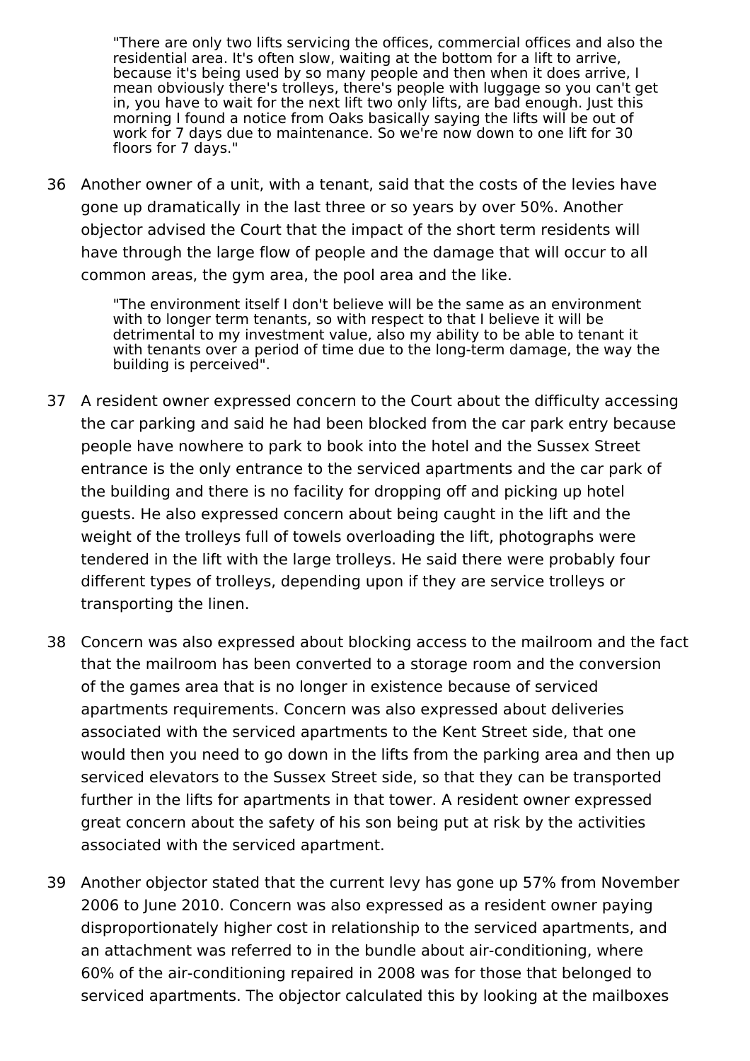> "There are only two lifts servicing the offices, commercial offices and also the residential area. It's often slow, waiting at the bottom for a lift to arrive, because it's being used by so many people and then when it does arrive, I mean obviously there's trolleys, there's people with luggage so you can't get in, you have to wait for the next lift two only lifts, are bad enough. Just this morning I found a notice from Oaks basically saying the lifts will be out of work for 7 days due to maintenance. So we're now down to one lift for 30 floors for 7 days."

36 Another owner of a unit, with a tenant, said that the costs of the levies have gone up dramatically in the last three or so years by over 50%. Another objector advised the Court that the impact of the short term residents will have through the large flow of people and the damage that will occur to all common areas, the gym area, the pool area and the like.

> "The environment itself I don't believe will be the same as an environment with to longer term tenants, so with respect to that I believe it will be detrimental to my investment value, also my ability to be able to tenant it with tenants over a period of time due to the long-term damage, the way the building is perceived".

37 A resident owner expressed concern to the Court about the difficulty accessing the car parking and said he had been blocked from the car park entry because people have nowhere to park to book into the hotel and the Sussex Street entrance is the only entrance to the serviced apartments and the car park of the building and there is no facility for dropping off and picking up hotel guests. He also expressed concern about being caught in the lift and the weight of the trolleys full of towels overloading the lift, photographs were tendered in the lift with the large trolleys. He said there were probably four different types of trolleys, depending upon if they are service trolleys or transporting the linen.

38 Concern was also expressed about blocking access to the mailroom and the fact that the mailroom has been converted to a storage room and the conversion of the games area that is no longer in existence because of serviced apartments requirements. Concern was also expressed about deliveries associated with the serviced apartments to the Kent Street side, that one would then you need to go down in the lifts from the parking area and then up serviced elevators to the Sussex Street side, so that they can be transported further in the lifts for apartments in that tower. A resident owner expressed great concern about the safety of his son being put at risk by the activities associated with the serviced apartment.

39 Another objector stated that the current levy has gone up 57% from November 2006 to June 2010. Concern was also expressed as a resident owner paying disproportionately higher cost in relationship to the serviced apartments, and an attachment was referred to in the bundle about air-conditioning, where 60% of the air-conditioning repaired in 2008 was for those that belonged to serviced apartments. The objector calculated this by looking at the mailboxes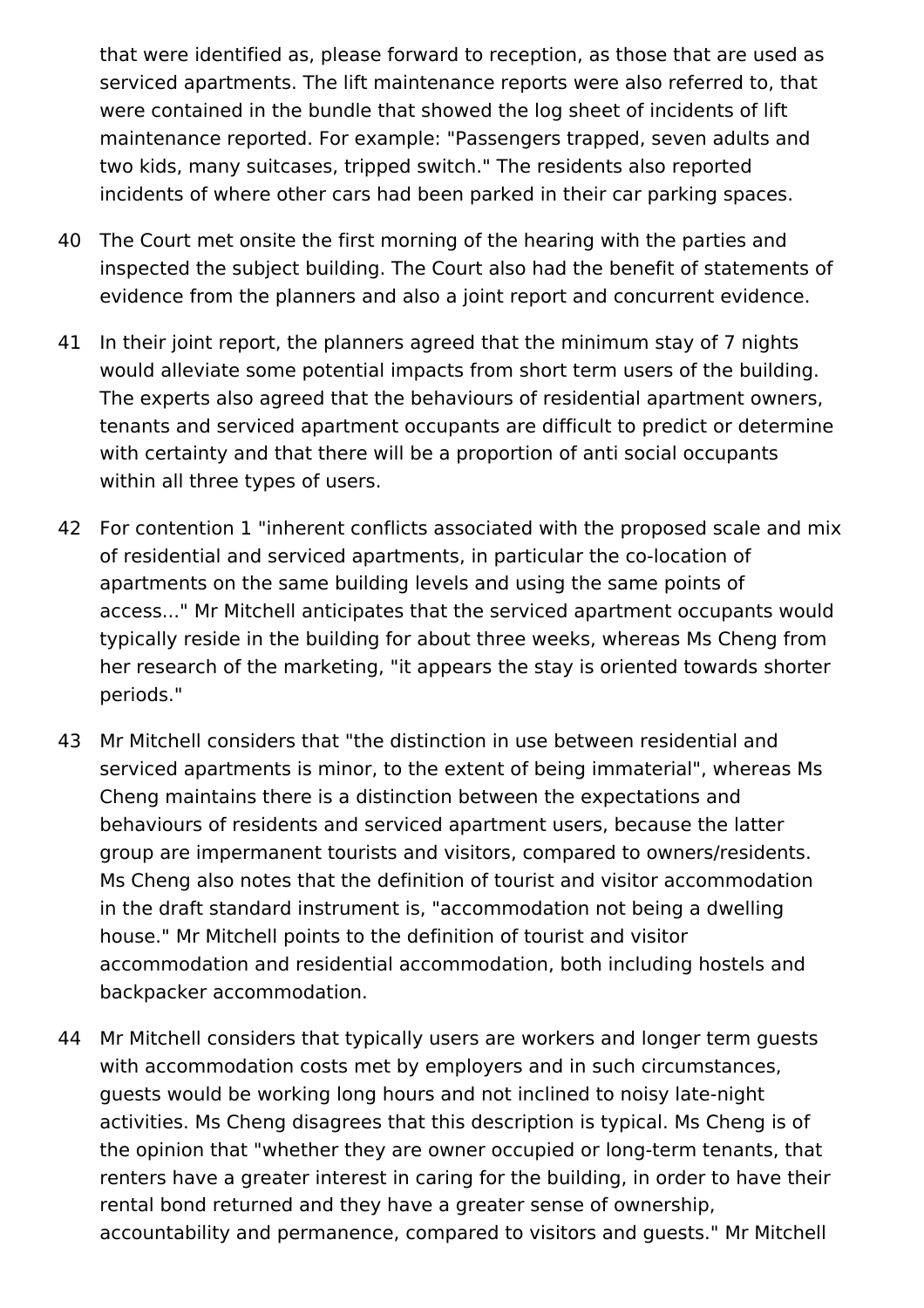that were identified as, please forward to reception, as those that are used as serviced apartments. The lift maintenance reports were also referred to, that were contained in the bundle that showed the log sheet of incidents of lift maintenance reported. For example: "Passengers trapped, seven adults and two kids, many suitcases, tripped switch." The residents also reported incidents of where other cars had been parked in their car parking spaces.

40 The Court met onsite the first morning of the hearing with the parties and inspected the subject building. The Court also had the benefit of statements of evidence from the planners and also a joint report and concurrent evidence.

41 In their joint report, the planners agreed that the minimum stay of 7 nights would alleviate some potential impacts from short term users of the building. The experts also agreed that the behaviours of residential apartment owners, tenants and serviced apartment occupants are difficult to predict or determine with certainty and that there will be a proportion of anti social occupants within all three types of users.

42 For contention 1 "inherent conflicts associated with the proposed scale and mix of residential and serviced apartments, in particular the co-location of apartments on the same building levels and using the same points of access..." Mr Mitchell anticipates that the serviced apartment occupants would typically reside in the building for about three weeks, whereas Ms Cheng from her research of the marketing, "it appears the stay is oriented towards shorter periods."

43 Mr Mitchell considers that "the distinction in use between residential and serviced apartments is minor, to the extent of being immaterial", whereas Ms Cheng maintains there is a distinction between the expectations and behaviours of residents and serviced apartment users, because the latter group are impermanent tourists and visitors, compared to owners/residents. Ms Cheng also notes that the definition of tourist and visitor accommodation in the draft standard instrument is, "accommodation not being a dwelling house." Mr Mitchell points to the definition of tourist and visitor accommodation and residential accommodation, both including hostels and backpacker accommodation.

44 Mr Mitchell considers that typically users are workers and longer term guests with accommodation costs met by employers and in such circumstances, guests would be working long hours and not inclined to noisy late-night activities. Ms Cheng disagrees that this description is typical. Ms Cheng is of the opinion that "whether they are owner occupied or long-term tenants, that renters have a greater interest in caring for the building, in order to have their rental bond returned and they have a greater sense of ownership, accountability and permanence, compared to visitors and guests." Mr Mitchell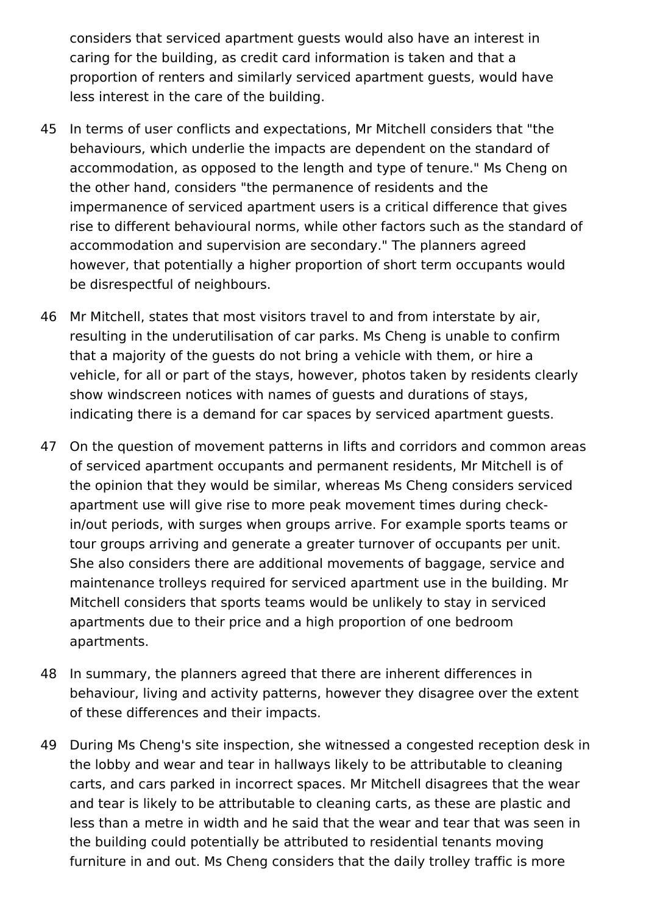considers that serviced apartment guests would also have an interest in caring for the building, as credit card information is taken and that a proportion of renters and similarly serviced apartment guests, would have less interest in the care of the building.

45 In terms of user conflicts and expectations, Mr Mitchell considers that "the behaviours, which underlie the impacts are dependent on the standard of accommodation, as opposed to the length and type of tenure." Ms Cheng on the other hand, considers "the permanence of residents and the impermanence of serviced apartment users is a critical difference that gives rise to different behavioural norms, while other factors such as the standard of accommodation and supervision are secondary." The planners agreed however, that potentially a higher proportion of short term occupants would be disrespectful of neighbours.

46 Mr Mitchell, states that most visitors travel to and from interstate by air, resulting in the underutilisation of car parks. Ms Cheng is unable to confirm that a majority of the guests do not bring a vehicle with them, or hire a vehicle, for all or part of the stays, however, photos taken by residents clearly show windscreen notices with names of guests and durations of stays, indicating there is a demand for car spaces by serviced apartment guests.

47 On the question of movement patterns in lifts and corridors and common areas of serviced apartment occupants and permanent residents, Mr Mitchell is of the opinion that they would be similar, whereas Ms Cheng considers serviced apartment use will give rise to more peak movement times during check-in/out periods, with surges when groups arrive. For example sports teams or tour groups arriving and generate a greater turnover of occupants per unit. She also considers there are additional movements of baggage, service and maintenance trolleys required for serviced apartment use in the building. Mr Mitchell considers that sports teams would be unlikely to stay in serviced apartments due to their price and a high proportion of one bedroom apartments.

48 In summary, the planners agreed that there are inherent differences in behaviour, living and activity patterns, however they disagree over the extent of these differences and their impacts.

49 During Ms Cheng's site inspection, she witnessed a congested reception desk in the lobby and wear and tear in hallways likely to be attributable to cleaning carts, and cars parked in incorrect spaces. Mr Mitchell disagrees that the wear and tear is likely to be attributable to cleaning carts, as these are plastic and less than a metre in width and he said that the wear and tear that was seen in the building could potentially be attributed to residential tenants moving furniture in and out. Ms Cheng considers that the daily trolley traffic is more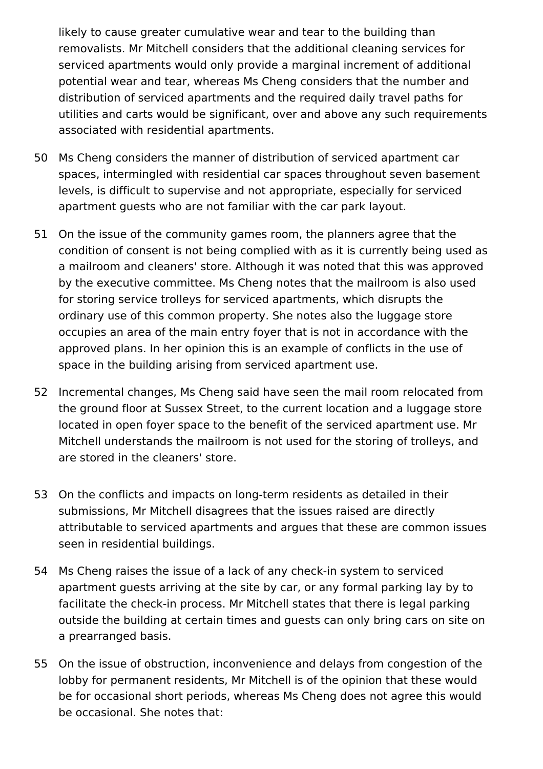likely to cause greater cumulative wear and tear to the building than removalists. Mr Mitchell considers that the additional cleaning services for serviced apartments would only provide a marginal increment of additional potential wear and tear, whereas Ms Cheng considers that the number and distribution of serviced apartments and the required daily travel paths for utilities and carts would be significant, over and above any such requirements associated with residential apartments.

50 Ms Cheng considers the manner of distribution of serviced apartment car spaces, intermingled with residential car spaces throughout seven basement levels, is difficult to supervise and not appropriate, especially for serviced apartment guests who are not familiar with the car park layout.

51 On the issue of the community games room, the planners agree that the condition of consent is not being complied with as it is currently being used as a mailroom and cleaners' store. Although it was noted that this was approved by the executive committee. Ms Cheng notes that the mailroom is also used for storing service trolleys for serviced apartments, which disrupts the ordinary use of this common property. She notes also the luggage store occupies an area of the main entry foyer that is not in accordance with the approved plans. In her opinion this is an example of conflicts in the use of space in the building arising from serviced apartment use.

52 Incremental changes, Ms Cheng said have seen the mail room relocated from the ground floor at Sussex Street, to the current location and a luggage store located in open foyer space to the benefit of the serviced apartment use. Mr Mitchell understands the mailroom is not used for the storing of trolleys, and are stored in the cleaners' store.

53 On the conflicts and impacts on long-term residents as detailed in their submissions, Mr Mitchell disagrees that the issues raised are directly attributable to serviced apartments and argues that these are common issues seen in residential buildings.

54 Ms Cheng raises the issue of a lack of any check-in system to serviced apartment guests arriving at the site by car, or any formal parking lay by to facilitate the check-in process. Mr Mitchell states that there is legal parking outside the building at certain times and guests can only bring cars on site on a prearranged basis.

55 On the issue of obstruction, inconvenience and delays from congestion of the lobby for permanent residents, Mr Mitchell is of the opinion that these would be for occasional short periods, whereas Ms Cheng does not agree this would be occasional. She notes that: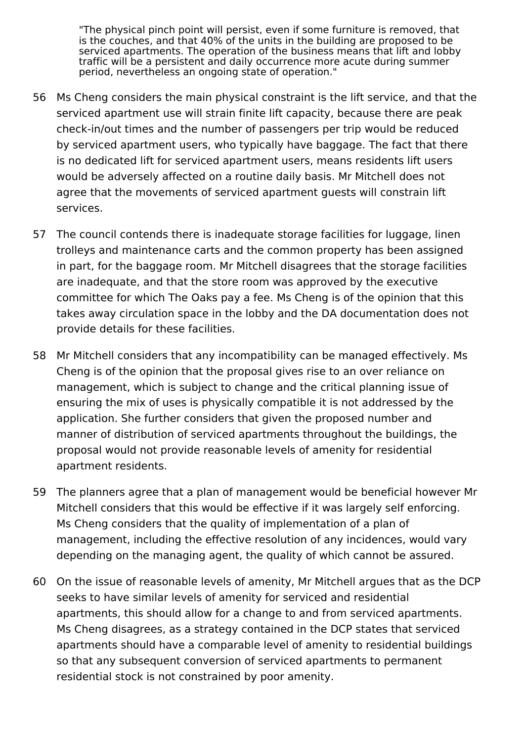> "The physical pinch point will persist, even if some furniture is removed, that is the couches, and that 40% of the units in the building are proposed to be serviced apartments. The operation of the business means that lift and lobby traffic will be a persistent and daily occurrence more acute during summer period, nevertheless an ongoing state of operation."

56 Ms Cheng considers the main physical constraint is the lift service, and that the serviced apartment use will strain finite lift capacity, because there are peak check-in/out times and the number of passengers per trip would be reduced by serviced apartment users, who typically have baggage. The fact that there is no dedicated lift for serviced apartment users, means residents lift users would be adversely affected on a routine daily basis. Mr Mitchell does not agree that the movements of serviced apartment guests will constrain lift services.

57 The council contends there is inadequate storage facilities for luggage, linen trolleys and maintenance carts and the common property has been assigned in part, for the baggage room. Mr Mitchell disagrees that the storage facilities are inadequate, and that the store room was approved by the executive committee for which The Oaks pay a fee. Ms Cheng is of the opinion that this takes away circulation space in the lobby and the DA documentation does not provide details for these facilities.

58 Mr Mitchell considers that any incompatibility can be managed effectively. Ms Cheng is of the opinion that the proposal gives rise to an over reliance on management, which is subject to change and the critical planning issue of ensuring the mix of uses is physically compatible it is not addressed by the application. She further considers that given the proposed number and manner of distribution of serviced apartments throughout the buildings, the proposal would not provide reasonable levels of amenity for residential apartment residents.

59 The planners agree that a plan of management would be beneficial however Mr Mitchell considers that this would be effective if it was largely self enforcing. Ms Cheng considers that the quality of implementation of a plan of management, including the effective resolution of any incidences, would vary depending on the managing agent, the quality of which cannot be assured.

60 On the issue of reasonable levels of amenity, Mr Mitchell argues that as the DCP seeks to have similar levels of amenity for serviced and residential apartments, this should allow for a change to and from serviced apartments. Ms Cheng disagrees, as a strategy contained in the DCP states that serviced apartments should have a comparable level of amenity to residential buildings so that any subsequent conversion of serviced apartments to permanent residential stock is not constrained by poor amenity.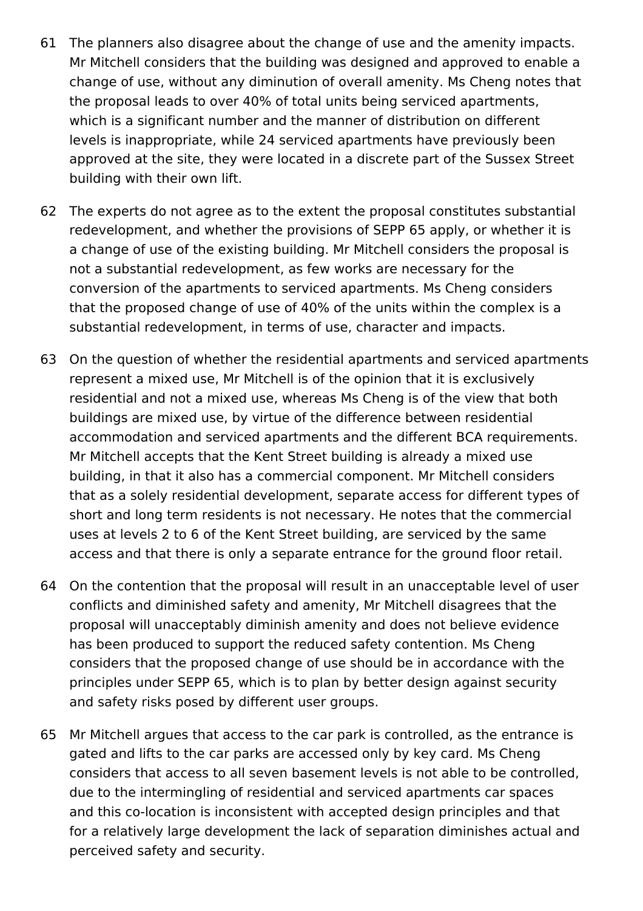61 The planners also disagree about the change of use and the amenity impacts. Mr Mitchell considers that the building was designed and approved to enable a change of use, without any diminution of overall amenity. Ms Cheng notes that the proposal leads to over 40% of total units being serviced apartments, which is a significant number and the manner of distribution on different levels is inappropriate, while 24 serviced apartments have previously been approved at the site, they were located in a discrete part of the Sussex Street building with their own lift.

62 The experts do not agree as to the extent the proposal constitutes substantial redevelopment, and whether the provisions of SEPP 65 apply, or whether it is a change of use of the existing building. Mr Mitchell considers the proposal is not a substantial redevelopment, as few works are necessary for the conversion of the apartments to serviced apartments. Ms Cheng considers that the proposed change of use of 40% of the units within the complex is a substantial redevelopment, in terms of use, character and impacts.

63 On the question of whether the residential apartments and serviced apartments represent a mixed use, Mr Mitchell is of the opinion that it is exclusively residential and not a mixed use, whereas Ms Cheng is of the view that both buildings are mixed use, by virtue of the difference between residential accommodation and serviced apartments and the different BCA requirements. Mr Mitchell accepts that the Kent Street building is already a mixed use building, in that it also has a commercial component. Mr Mitchell considers that as a solely residential development, separate access for different types of short and long term residents is not necessary. He notes that the commercial uses at levels 2 to 6 of the Kent Street building, are serviced by the same access and that there is only a separate entrance for the ground floor retail.

64 On the contention that the proposal will result in an unacceptable level of user conflicts and diminished safety and amenity, Mr Mitchell disagrees that the proposal will unacceptably diminish amenity and does not believe evidence has been produced to support the reduced safety contention. Ms Cheng considers that the proposed change of use should be in accordance with the principles under SEPP 65, which is to plan by better design against security and safety risks posed by different user groups.

65 Mr Mitchell argues that access to the car park is controlled, as the entrance is gated and lifts to the car parks are accessed only by key card. Ms Cheng considers that access to all seven basement levels is not able to be controlled, due to the intermingling of residential and serviced apartments car spaces and this co-location is inconsistent with accepted design principles and that for a relatively large development the lack of separation diminishes actual and perceived safety and security.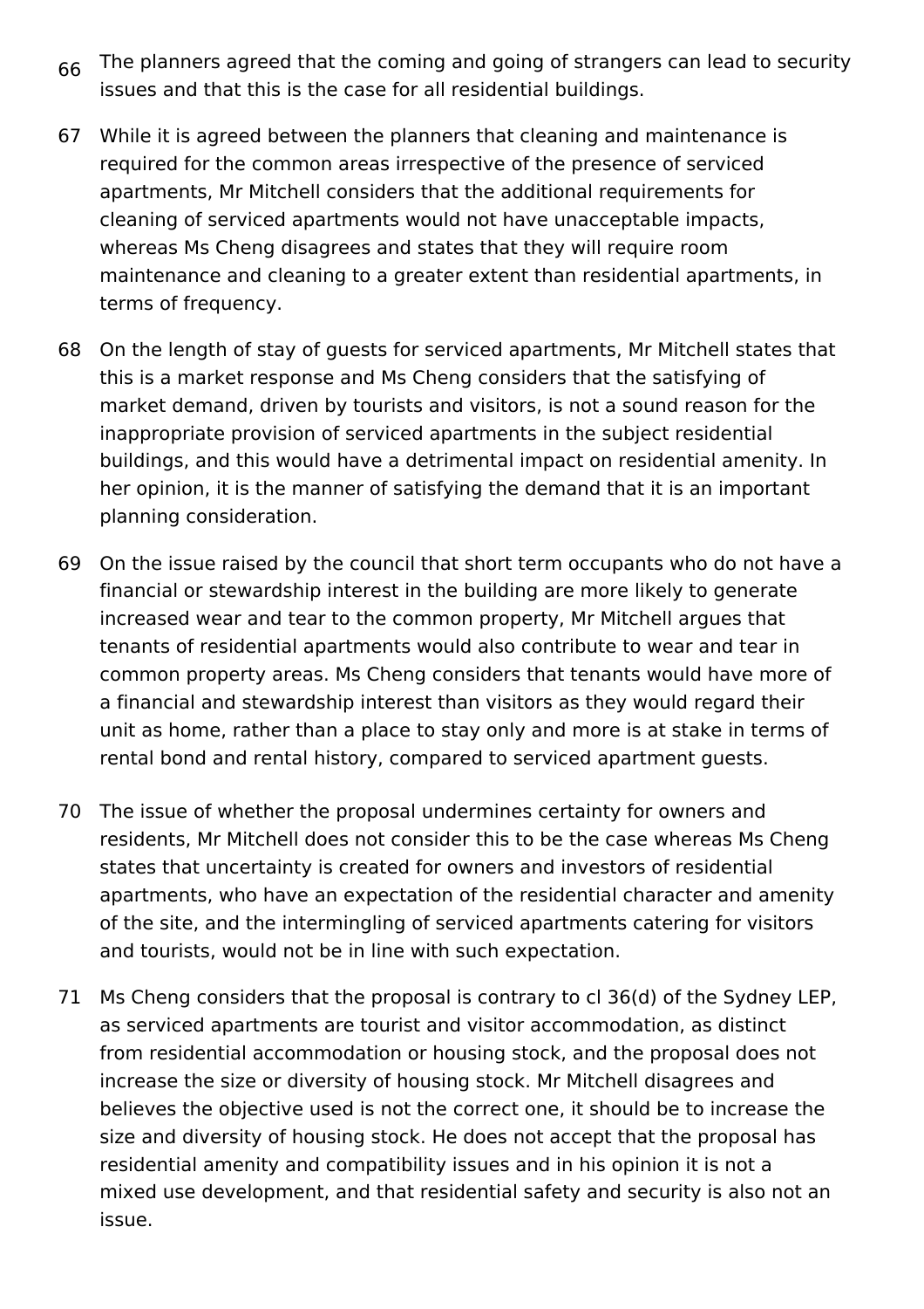66 The planners agreed that the coming and going of strangers can lead to security issues and that this is the case for all residential buildings.

67 While it is agreed between the planners that cleaning and maintenance is required for the common areas irrespective of the presence of serviced apartments, Mr Mitchell considers that the additional requirements for cleaning of serviced apartments would not have unacceptable impacts, whereas Ms Cheng disagrees and states that they will require room maintenance and cleaning to a greater extent than residential apartments, in terms of frequency.

68 On the length of stay of guests for serviced apartments, Mr Mitchell states that this is a market response and Ms Cheng considers that the satisfying of market demand, driven by tourists and visitors, is not a sound reason for the inappropriate provision of serviced apartments in the subject residential buildings, and this would have a detrimental impact on residential amenity. In her opinion, it is the manner of satisfying the demand that it is an important planning consideration.

69 On the issue raised by the council that short term occupants who do not have a financial or stewardship interest in the building are more likely to generate increased wear and tear to the common property, Mr Mitchell argues that tenants of residential apartments would also contribute to wear and tear in common property areas. Ms Cheng considers that tenants would have more of a financial and stewardship interest than visitors as they would regard their unit as home, rather than a place to stay only and more is at stake in terms of rental bond and rental history, compared to serviced apartment guests.

70 The issue of whether the proposal undermines certainty for owners and residents, Mr Mitchell does not consider this to be the case whereas Ms Cheng states that uncertainty is created for owners and investors of residential apartments, who have an expectation of the residential character and amenity of the site, and the intermingling of serviced apartments catering for visitors and tourists, would not be in line with such expectation.

71 Ms Cheng considers that the proposal is contrary to cl 36(d) of the Sydney LEP, as serviced apartments are tourist and visitor accommodation, as distinct from residential accommodation or housing stock, and the proposal does not increase the size or diversity of housing stock. Mr Mitchell disagrees and believes the objective used is not the correct one, it should be to increase the size and diversity of housing stock. He does not accept that the proposal has residential amenity and compatibility issues and in his opinion it is not a mixed use development, and that residential safety and security is also not an issue.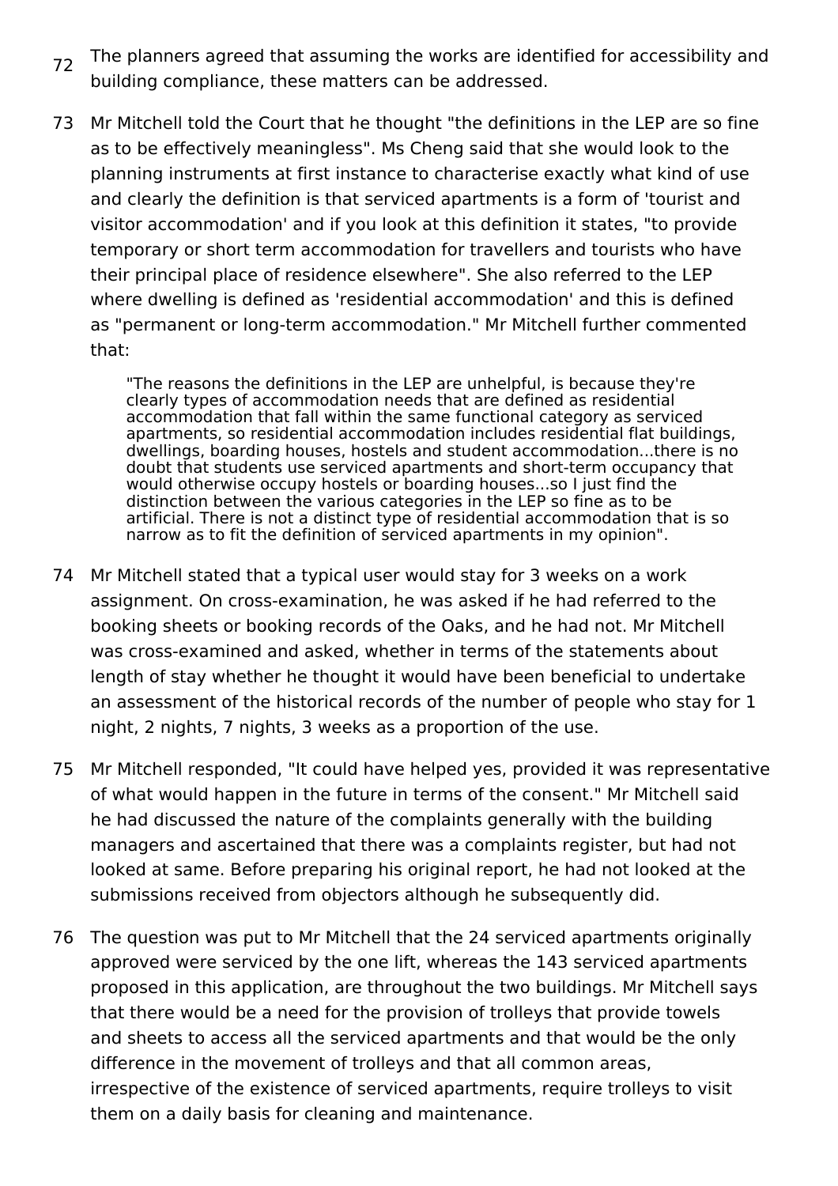72 The planners agreed that assuming the works are identified for accessibility and building compliance, these matters can be addressed.

73 Mr Mitchell told the Court that he thought "the definitions in the LEP are so fine as to be effectively meaningless". Ms Cheng said that she would look to the planning instruments at first instance to characterise exactly what kind of use and clearly the definition is that serviced apartments is a form of 'tourist and visitor accommodation' and if you look at this definition it states, "to provide temporary or short term accommodation for travellers and tourists who have their principal place of residence elsewhere". She also referred to the LEP where dwelling is defined as 'residential accommodation' and this is defined as "permanent or long-term accommodation." Mr Mitchell further commented that:

> "The reasons the definitions in the LEP are unhelpful, is because they're clearly types of accommodation needs that are defined as residential accommodation that fall within the same functional category as serviced apartments, so residential accommodation includes residential flat buildings, dwellings, boarding houses, hostels and student accommodation...there is no doubt that students use serviced apartments and short-term occupancy that would otherwise occupy hostels or boarding houses...so I just find the distinction between the various categories in the LEP so fine as to be artificial. There is not a distinct type of residential accommodation that is so narrow as to fit the definition of serviced apartments in my opinion".

74 Mr Mitchell stated that a typical user would stay for 3 weeks on a work assignment. On cross-examination, he was asked if he had referred to the booking sheets or booking records of the Oaks, and he had not. Mr Mitchell was cross-examined and asked, whether in terms of the statements about length of stay whether he thought it would have been beneficial to undertake an assessment of the historical records of the number of people who stay for 1 night, 2 nights, 7 nights, 3 weeks as a proportion of the use.

75 Mr Mitchell responded, "It could have helped yes, provided it was representative of what would happen in the future in terms of the consent." Mr Mitchell said he had discussed the nature of the complaints generally with the building managers and ascertained that there was a complaints register, but had not looked at same. Before preparing his original report, he had not looked at the submissions received from objectors although he subsequently did.

76 The question was put to Mr Mitchell that the 24 serviced apartments originally approved were serviced by the one lift, whereas the 143 serviced apartments proposed in this application, are throughout the two buildings. Mr Mitchell says that there would be a need for the provision of trolleys that provide towels and sheets to access all the serviced apartments and that would be the only difference in the movement of trolleys and that all common areas, irrespective of the existence of serviced apartments, require trolleys to visit them on a daily basis for cleaning and maintenance.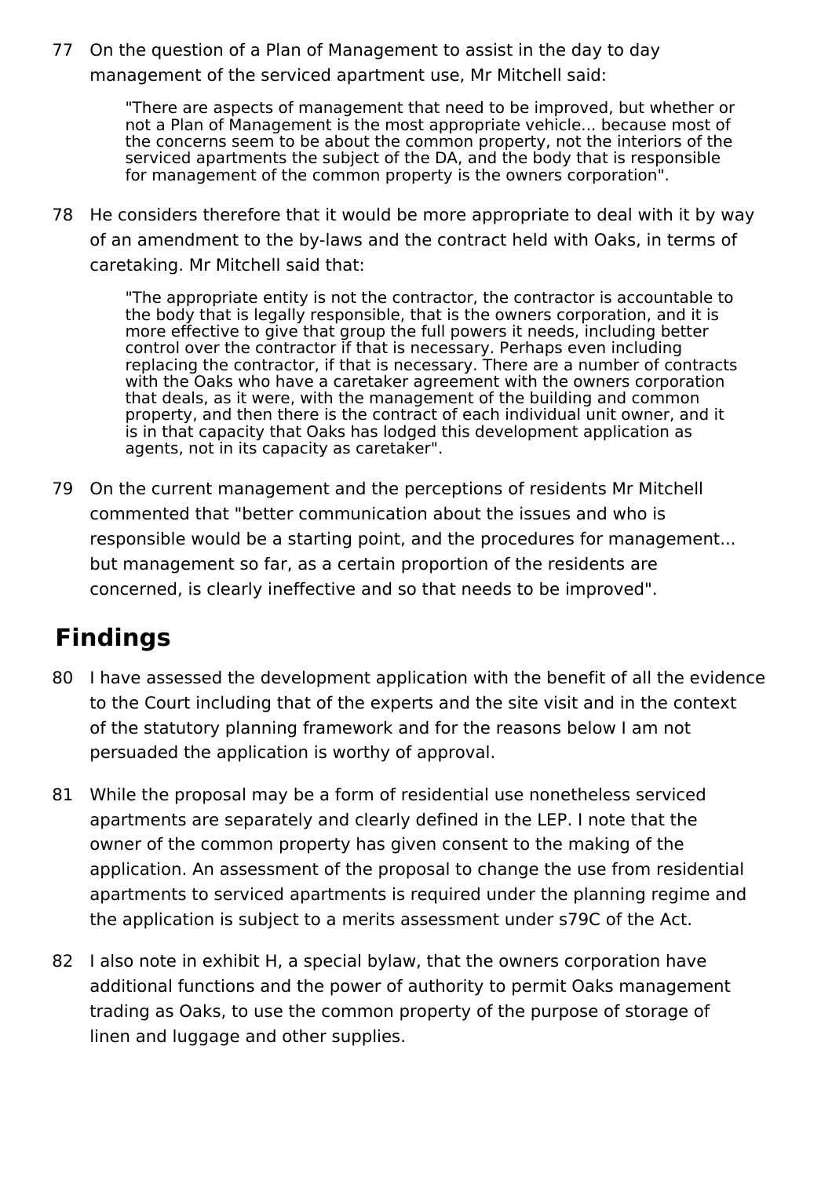77 On the question of a Plan of Management to assist in the day to day management of the serviced apartment use, Mr Mitchell said:

> "There are aspects of management that need to be improved, but whether or not a Plan of Management is the most appropriate vehicle... because most of the concerns seem to be about the common property, not the interiors of the serviced apartments the subject of the DA, and the body that is responsible for management of the common property is the owners corporation".

78 He considers therefore that it would be more appropriate to deal with it by way of an amendment to the by-laws and the contract held with Oaks, in terms of caretaking. Mr Mitchell said that:

> "The appropriate entity is not the contractor, the contractor is accountable to the body that is legally responsible, that is the owners corporation, and it is more effective to give that group the full powers it needs, including better control over the contractor if that is necessary. Perhaps even including replacing the contractor, if that is necessary. There are a number of contracts with the Oaks who have a caretaker agreement with the owners corporation that deals, as it were, with the management of the building and common property, and then there is the contract of each individual unit owner, and it is in that capacity that Oaks has lodged this development application as agents, not in its capacity as caretaker".

79 On the current management and the perceptions of residents Mr Mitchell commented that "better communication about the issues and who is responsible would be a starting point, and the procedures for management... but management so far, as a certain proportion of the residents are concerned, is clearly ineffective and so that needs to be improved".

## Findings

80 I have assessed the development application with the benefit of all the evidence to the Court including that of the experts and the site visit and in the context of the statutory planning framework and for the reasons below I am not persuaded the application is worthy of approval.

81 While the proposal may be a form of residential use nonetheless serviced apartments are separately and clearly defined in the LEP. I note that the owner of the common property has given consent to the making of the application. An assessment of the proposal to change the use from residential apartments to serviced apartments is required under the planning regime and the application is subject to a merits assessment under s79C of the Act.

82 I also note in exhibit H, a special bylaw, that the owners corporation have additional functions and the power of authority to permit Oaks management trading as Oaks, to use the common property of the purpose of storage of linen and luggage and other supplies.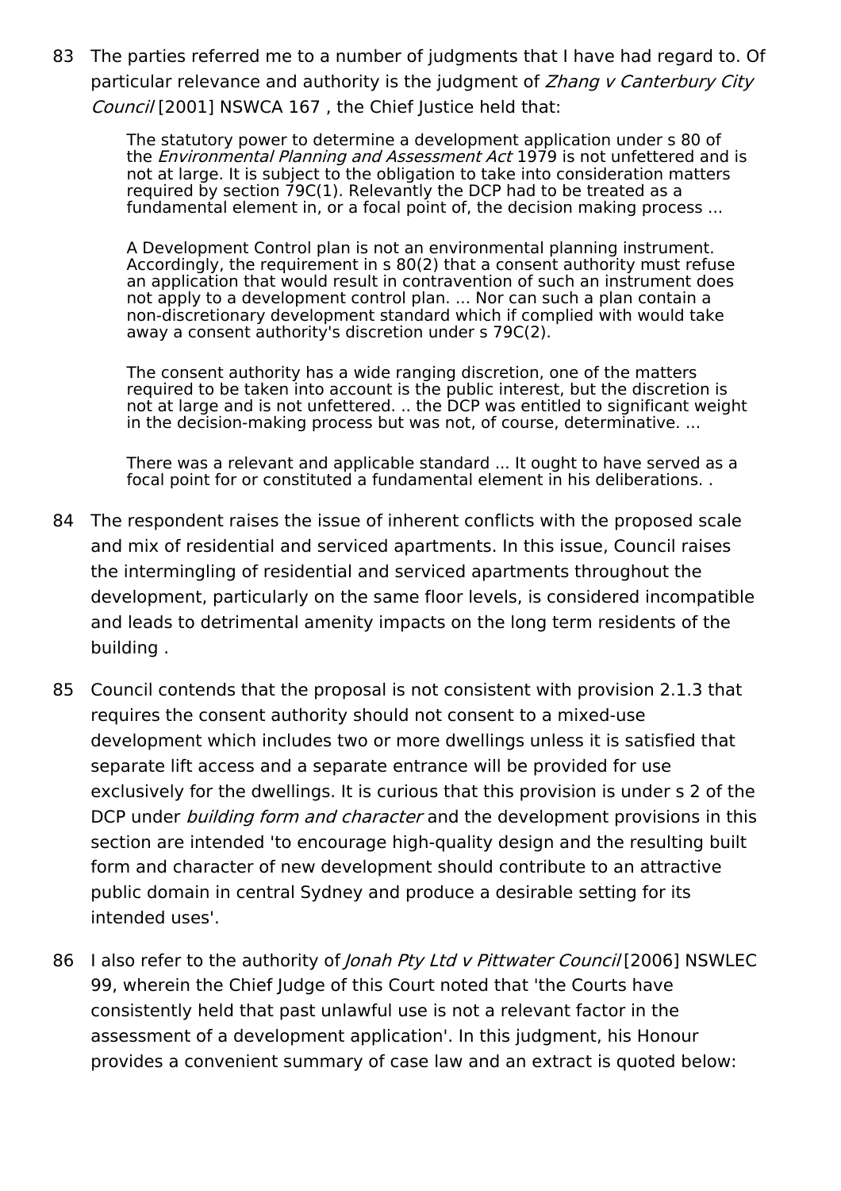83 The parties referred me to a number of judgments that I have had regard to. Of particular relevance and authority is the judgment of *Zhang v Canterbury City Council* [2001] NSWCA 167 , the Chief Justice held that:

> The statutory power to determine a development application under s 80 of the *Environmental Planning and Assessment Act* 1979 is not unfettered and is not at large. It is subject to the obligation to take into consideration matters required by section 79C(1). Relevantly the DCP had to be treated as a fundamental element in, or a focal point of, the decision making process ...
>
> A Development Control plan is not an environmental planning instrument. Accordingly, the requirement in s 80(2) that a consent authority must refuse an application that would result in contravention of such an instrument does not apply to a development control plan. ... Nor can such a plan contain a non-discretionary development standard which if complied with would take away a consent authority's discretion under s 79C(2).
>
> The consent authority has a wide ranging discretion, one of the matters required to be taken into account is the public interest, but the discretion is not at large and is not unfettered. .. the DCP was entitled to significant weight in the decision-making process but was not, of course, determinative. ...
>
> There was a relevant and applicable standard ... It ought to have served as a focal point for or constituted a fundamental element in his deliberations. .

84 The respondent raises the issue of inherent conflicts with the proposed scale and mix of residential and serviced apartments. In this issue, Council raises the intermingling of residential and serviced apartments throughout the development, particularly on the same floor levels, is considered incompatible and leads to detrimental amenity impacts on the long term residents of the building .

85 Council contends that the proposal is not consistent with provision 2.1.3 that requires the consent authority should not consent to a mixed-use development which includes two or more dwellings unless it is satisfied that separate lift access and a separate entrance will be provided for use exclusively for the dwellings. It is curious that this provision is under s 2 of the DCP under *building form and character* and the development provisions in this section are intended 'to encourage high-quality design and the resulting built form and character of new development should contribute to an attractive public domain in central Sydney and produce a desirable setting for its intended uses'.

86 I also refer to the authority of *Jonah Pty Ltd v Pittwater Council* [2006] NSWLEC 99, wherein the Chief Judge of this Court noted that 'the Courts have consistently held that past unlawful use is not a relevant factor in the assessment of a development application'. In this judgment, his Honour provides a convenient summary of case law and an extract is quoted below: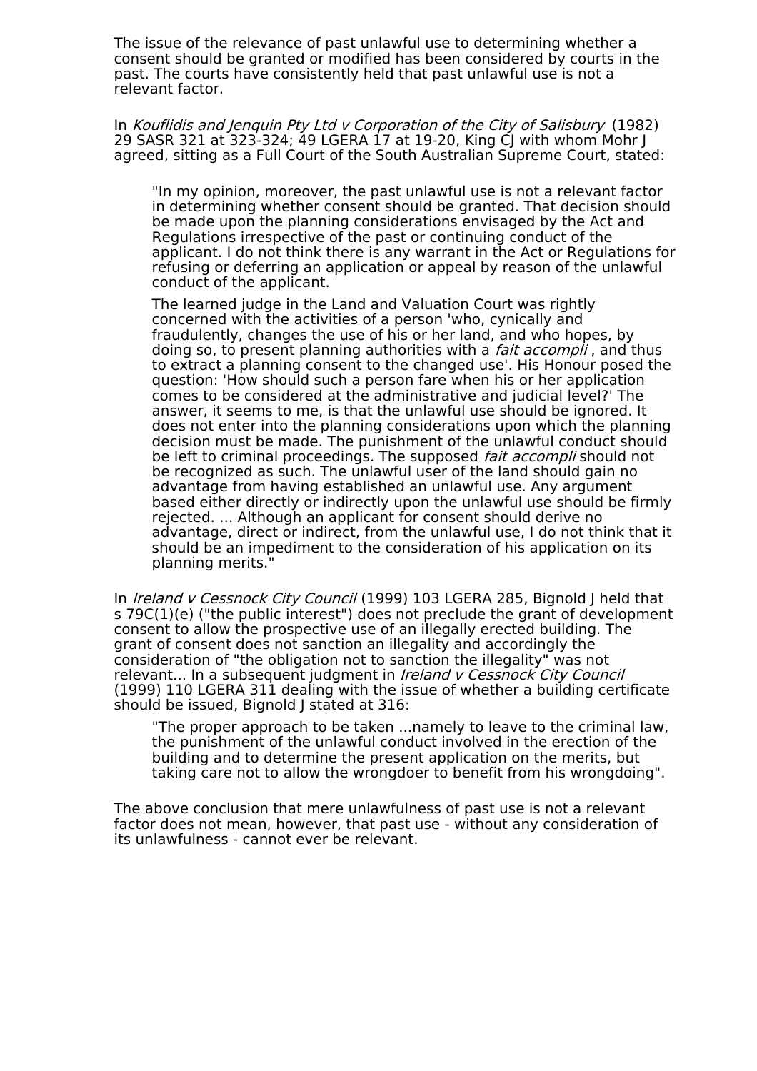The issue of the relevance of past unlawful use to determining whether a consent should be granted or modified has been considered by courts in the past. The courts have consistently held that past unlawful use is not a relevant factor.

In *Kouflidis and Jenquin Pty Ltd v Corporation of the City of Salisbury* (1982) 29 SASR 321 at 323-324; 49 LGERA 17 at 19-20, King CJ with whom Mohr J agreed, sitting as a Full Court of the South Australian Supreme Court, stated:

> "In my opinion, moreover, the past unlawful use is not a relevant factor in determining whether consent should be granted. That decision should be made upon the planning considerations envisaged by the Act and Regulations irrespective of the past or continuing conduct of the applicant. I do not think there is any warrant in the Act or Regulations for refusing or deferring an application or appeal by reason of the unlawful conduct of the applicant.
>
> The learned judge in the Land and Valuation Court was rightly concerned with the activities of a person 'who, cynically and fraudulently, changes the use of his or her land, and who hopes, by doing so, to present planning authorities with a *fait accompli* , and thus to extract a planning consent to the changed use'. His Honour posed the question: 'How should such a person fare when his or her application comes to be considered at the administrative and judicial level?' The answer, it seems to me, is that the unlawful use should be ignored. It does not enter into the planning considerations upon which the planning decision must be made. The punishment of the unlawful conduct should be left to criminal proceedings. The supposed *fait accompli* should not be recognized as such. The unlawful user of the land should gain no advantage from having established an unlawful use. Any argument based either directly or indirectly upon the unlawful use should be firmly rejected. ... Although an applicant for consent should derive no advantage, direct or indirect, from the unlawful use, I do not think that it should be an impediment to the consideration of his application on its planning merits."

In *Ireland v Cessnock City Council* (1999) 103 LGERA 285, Bignold J held that s 79C(1)(e) ("the public interest") does not preclude the grant of development consent to allow the prospective use of an illegally erected building. The grant of consent does not sanction an illegality and accordingly the consideration of "the obligation not to sanction the illegality" was not relevant... In a subsequent judgment in *Ireland v Cessnock City Council* (1999) 110 LGERA 311 dealing with the issue of whether a building certificate should be issued, Bignold J stated at 316:

> "The proper approach to be taken ...namely to leave to the criminal law, the punishment of the unlawful conduct involved in the erection of the building and to determine the present application on the merits, but taking care not to allow the wrongdoer to benefit from his wrongdoing".

The above conclusion that mere unlawfulness of past use is not a relevant factor does not mean, however, that past use - without any consideration of its unlawfulness - cannot ever be relevant.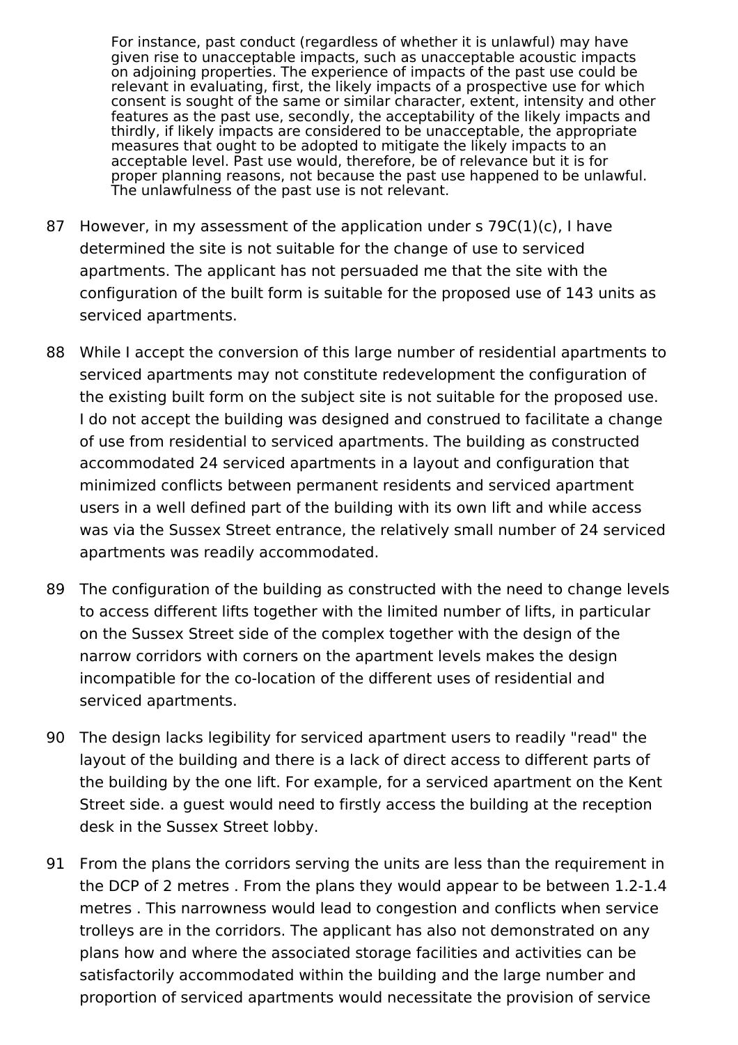> For instance, past conduct (regardless of whether it is unlawful) may have given rise to unacceptable impacts, such as unacceptable acoustic impacts on adjoining properties. The experience of impacts of the past use could be relevant in evaluating, first, the likely impacts of a prospective use for which consent is sought of the same or similar character, extent, intensity and other features as the past use, secondly, the acceptability of the likely impacts and thirdly, if likely impacts are considered to be unacceptable, the appropriate measures that ought to be adopted to mitigate the likely impacts to an acceptable level. Past use would, therefore, be of relevance but it is for proper planning reasons, not because the past use happened to be unlawful. The unlawfulness of the past use is not relevant.

87 However, in my assessment of the application under s 79C(1)(c), I have determined the site is not suitable for the change of use to serviced apartments. The applicant has not persuaded me that the site with the configuration of the built form is suitable for the proposed use of 143 units as serviced apartments.

88 While I accept the conversion of this large number of residential apartments to serviced apartments may not constitute redevelopment the configuration of the existing built form on the subject site is not suitable for the proposed use. I do not accept the building was designed and construed to facilitate a change of use from residential to serviced apartments. The building as constructed accommodated 24 serviced apartments in a layout and configuration that minimized conflicts between permanent residents and serviced apartment users in a well defined part of the building with its own lift and while access was via the Sussex Street entrance, the relatively small number of 24 serviced apartments was readily accommodated.

89 The configuration of the building as constructed with the need to change levels to access different lifts together with the limited number of lifts, in particular on the Sussex Street side of the complex together with the design of the narrow corridors with corners on the apartment levels makes the design incompatible for the co-location of the different uses of residential and serviced apartments.

90 The design lacks legibility for serviced apartment users to readily "read" the layout of the building and there is a lack of direct access to different parts of the building by the one lift. For example, for a serviced apartment on the Kent Street side. a guest would need to firstly access the building at the reception desk in the Sussex Street lobby.

91 From the plans the corridors serving the units are less than the requirement in the DCP of 2 metres . From the plans they would appear to be between 1.2-1.4 metres . This narrowness would lead to congestion and conflicts when service trolleys are in the corridors. The applicant has also not demonstrated on any plans how and where the associated storage facilities and activities can be satisfactorily accommodated within the building and the large number and proportion of serviced apartments would necessitate the provision of service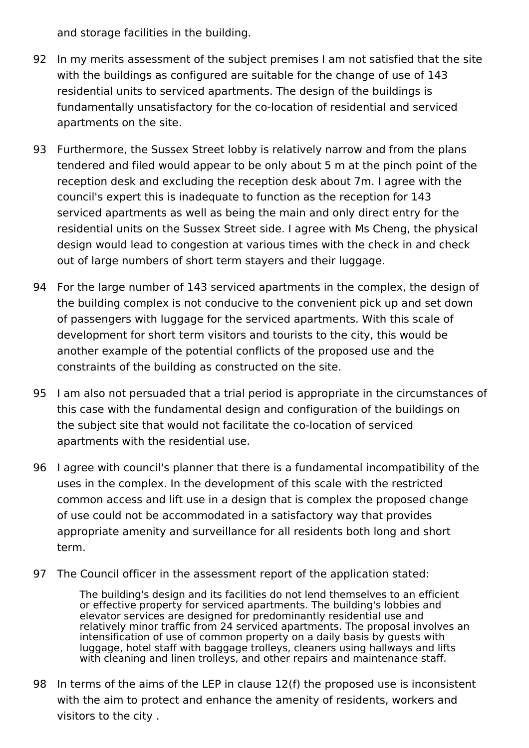and storage facilities in the building.

92 In my merits assessment of the subject premises I am not satisfied that the site with the buildings as configured are suitable for the change of use of 143 residential units to serviced apartments. The design of the buildings is fundamentally unsatisfactory for the co-location of residential and serviced apartments on the site.

93 Furthermore, the Sussex Street lobby is relatively narrow and from the plans tendered and filed would appear to be only about 5 m at the pinch point of the reception desk and excluding the reception desk about 7m. I agree with the council's expert this is inadequate to function as the reception for 143 serviced apartments as well as being the main and only direct entry for the residential units on the Sussex Street side. I agree with Ms Cheng, the physical design would lead to congestion at various times with the check in and check out of large numbers of short term stayers and their luggage.

94 For the large number of 143 serviced apartments in the complex, the design of the building complex is not conducive to the convenient pick up and set down of passengers with luggage for the serviced apartments. With this scale of development for short term visitors and tourists to the city, this would be another example of the potential conflicts of the proposed use and the constraints of the building as constructed on the site.

95 I am also not persuaded that a trial period is appropriate in the circumstances of this case with the fundamental design and configuration of the buildings on the subject site that would not facilitate the co-location of serviced apartments with the residential use.

96 I agree with council's planner that there is a fundamental incompatibility of the uses in the complex. In the development of this scale with the restricted common access and lift use in a design that is complex the proposed change of use could not be accommodated in a satisfactory way that provides appropriate amenity and surveillance for all residents both long and short term.

97 The Council officer in the assessment report of the application stated:

> The building's design and its facilities do not lend themselves to an efficient or effective property for serviced apartments. The building's lobbies and elevator services are designed for predominantly residential use and relatively minor traffic from 24 serviced apartments. The proposal involves an intensification of use of common property on a daily basis by guests with luggage, hotel staff with baggage trolleys, cleaners using hallways and lifts with cleaning and linen trolleys, and other repairs and maintenance staff.

98 In terms of the aims of the LEP in clause 12(f) the proposed use is inconsistent with the aim to protect and enhance the amenity of residents, workers and visitors to the city .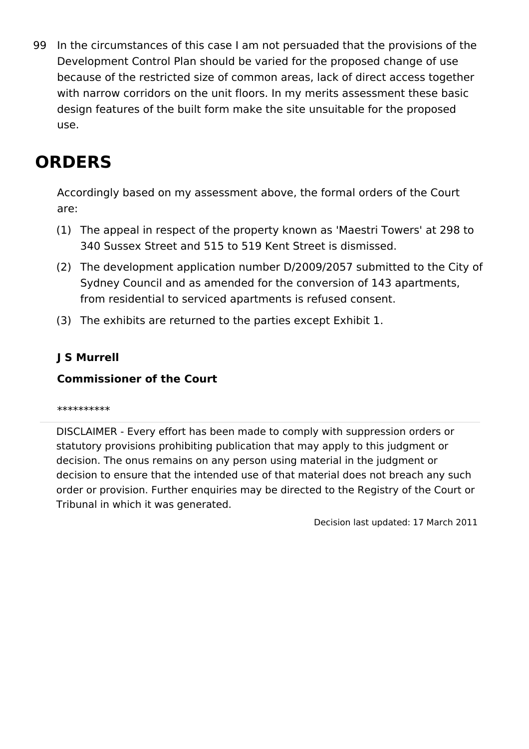99 In the circumstances of this case I am not persuaded that the provisions of the Development Control Plan should be varied for the proposed change of use because of the restricted size of common areas, lack of direct access together with narrow corridors on the unit floors. In my merits assessment these basic design features of the built form make the site unsuitable for the proposed use.

# ORDERS

Accordingly based on my assessment above, the formal orders of the Court are:

(1) The appeal in respect of the property known as 'Maestri Towers' at 298 to 340 Sussex Street and 515 to 519 Kent Street is dismissed.

(2) The development application number D/2009/2057 submitted to the City of Sydney Council and as amended for the conversion of 143 apartments, from residential to serviced apartments is refused consent.

(3) The exhibits are returned to the parties except Exhibit 1.

**J S Murrell**

**Commissioner of the Court**

**********

DISCLAIMER - Every effort has been made to comply with suppression orders or statutory provisions prohibiting publication that may apply to this judgment or decision. The onus remains on any person using material in the judgment or decision to ensure that the intended use of that material does not breach any such order or provision. Further enquiries may be directed to the Registry of the Court or Tribunal in which it was generated.

Decision last updated: 17 March 2011